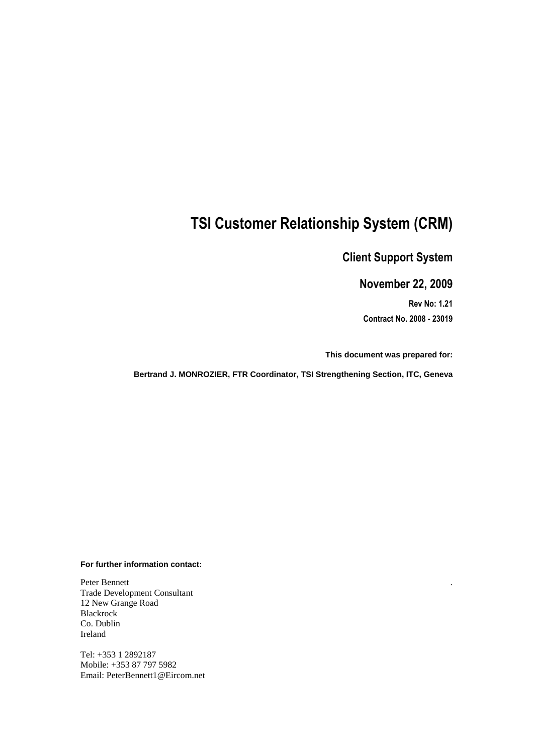# TSI Customer Relationship System (CRM)

## Client Support System

## November 22, 2009

**Rev No: 1.21**

**Contract No. 2008 - 23019**

**This document was prepared for:**

**Bertrand J. MONROZIER, FTR Coordinator, TSI Strengthening Section, ITC, Geneva**

**For further information contact:**

Peter Bennett
Trade Development Consultant
12 New Grange Road
Blackrock
Co. Dublin
Ireland

Tel: +353 1 2892187
Mobile: +353 87 797 5982
Email: PeterBennett1@Eircom.net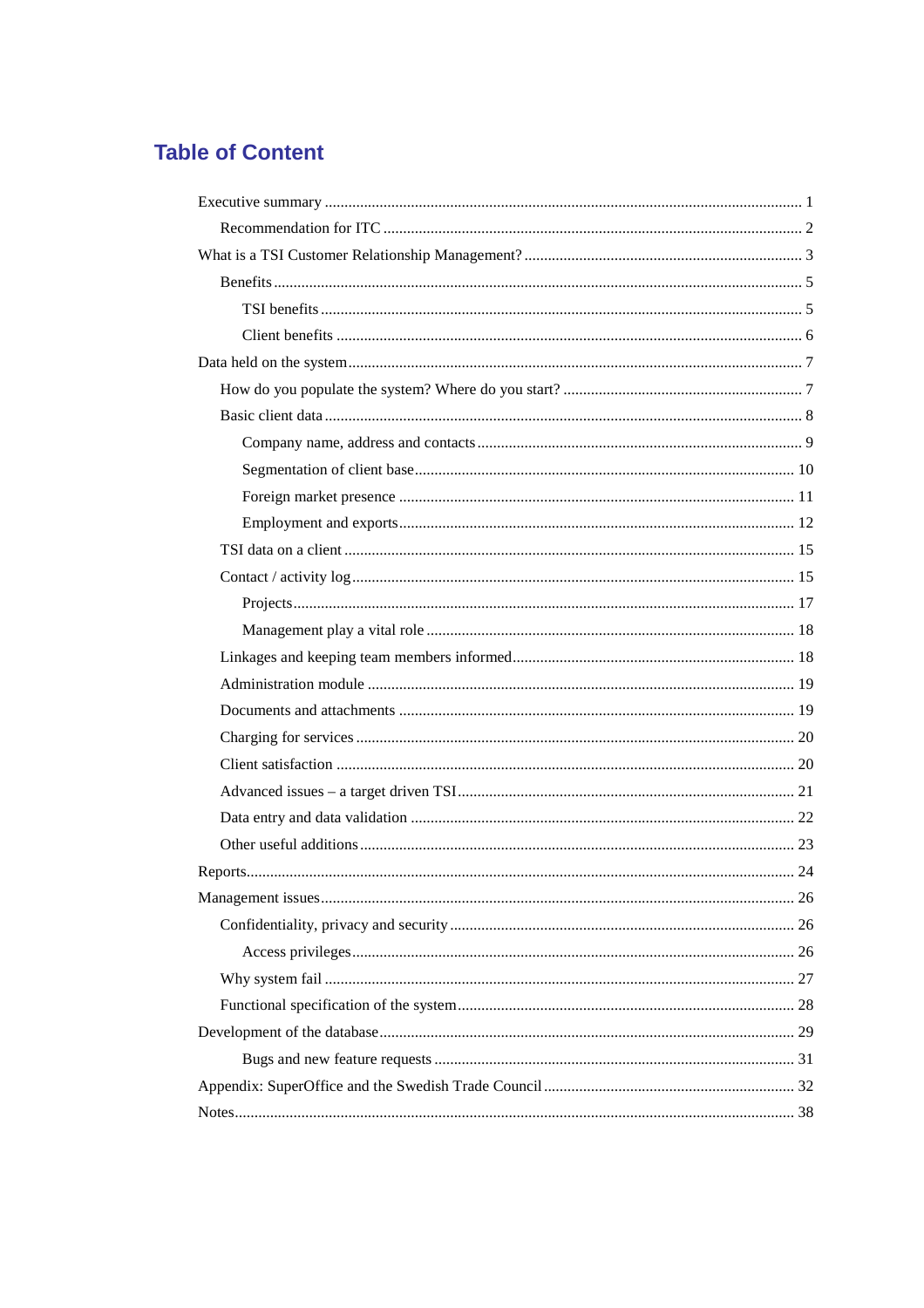# Table of Content

- Executive summary ..... 1
  - Recommendation for ITC ..... 2
- What is a TSI Customer Relationship Management? ..... 3
  - Benefits ..... 5
    - TSI benefits ..... 5
    - Client benefits ..... 6
- Data held on the system ..... 7
  - How do you populate the system? Where do you start? ..... 7
  - Basic client data ..... 8
    - Company name, address and contacts ..... 9
    - Segmentation of client base ..... 10
    - Foreign market presence ..... 11
    - Employment and exports ..... 12
  - TSI data on a client ..... 15
  - Contact / activity log ..... 15
    - Projects ..... 17
    - Management play a vital role ..... 18
  - Linkages and keeping team members informed ..... 18
  - Administration module ..... 19
  - Documents and attachments ..... 19
  - Charging for services ..... 20
  - Client satisfaction ..... 20
  - Advanced issues – a target driven TSI ..... 21
  - Data entry and data validation ..... 22
  - Other useful additions ..... 23
- Reports ..... 24
- Management issues ..... 26
  - Confidentiality, privacy and security ..... 26
    - Access privileges ..... 26
  - Why system fail ..... 27
  - Functional specification of the system ..... 28
- Development of the database ..... 29
    - Bugs and new feature requests ..... 31
- Appendix: SuperOffice and the Swedish Trade Council ..... 32
- Notes ..... 38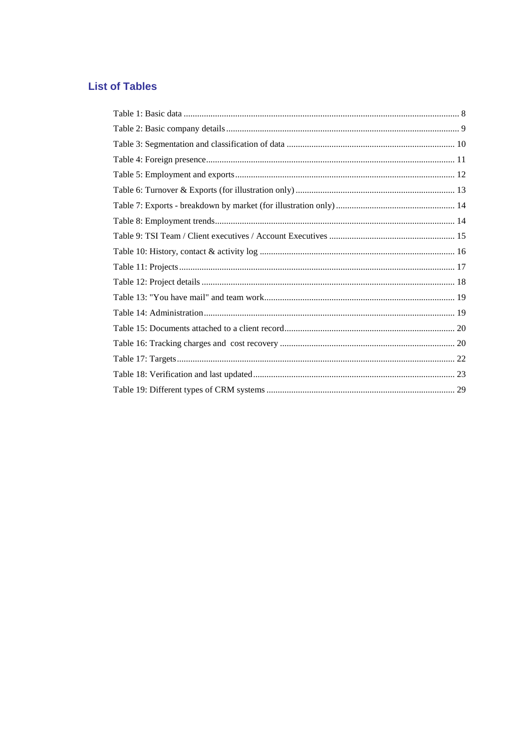## List of Tables

Table 1: Basic data ........................................................................................................................ 8
Table 2: Basic company details ....................................................................................................... 9
Table 3: Segmentation and classification of data .......................................................................... 10
Table 4: Foreign presence ............................................................................................................ 11
Table 5: Employment and exports ................................................................................................ 12
Table 6: Turnover & Exports (for illustration only) ...................................................................... 13
Table 7: Exports - breakdown by market (for illustration only) .................................................... 14
Table 8: Employment trends .......................................................................................................... 14
Table 9: TSI Team / Client executives / Account Executives ........................................................ 15
Table 10: History, contact & activity log ...................................................................................... 16
Table 11: Projects ......................................................................................................................... 17
Table 12: Project details ................................................................................................................ 18
Table 13: "You have mail" and team work .................................................................................... 19
Table 14: Administration ............................................................................................................... 19
Table 15: Documents attached to a client record ........................................................................... 20
Table 16: Tracking charges and cost recovery ............................................................................. 20
Table 17: Targets .......................................................................................................................... 22
Table 18: Verification and last updated ......................................................................................... 23
Table 19: Different types of CRM systems ................................................................................... 29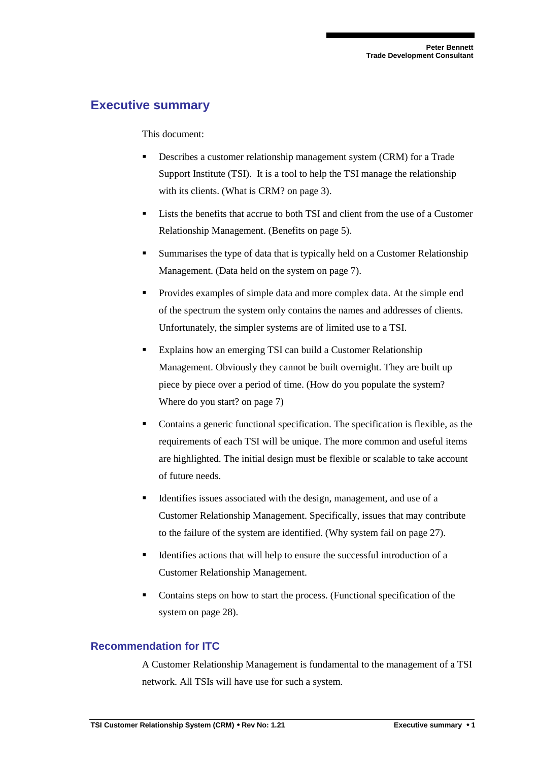## Executive summary

This document:

- Describes a customer relationship management system (CRM) for a Trade Support Institute (TSI). It is a tool to help the TSI manage the relationship with its clients. (What is CRM? on page 3).
- Lists the benefits that accrue to both TSI and client from the use of a Customer Relationship Management. (Benefits on page 5).
- Summarises the type of data that is typically held on a Customer Relationship Management. (Data held on the system on page 7).
- Provides examples of simple data and more complex data. At the simple end of the spectrum the system only contains the names and addresses of clients. Unfortunately, the simpler systems are of limited use to a TSI.
- Explains how an emerging TSI can build a Customer Relationship Management. Obviously they cannot be built overnight. They are built up piece by piece over a period of time. (How do you populate the system? Where do you start? on page 7)
- Contains a generic functional specification. The specification is flexible, as the requirements of each TSI will be unique. The more common and useful items are highlighted. The initial design must be flexible or scalable to take account of future needs.
- Identifies issues associated with the design, management, and use of a Customer Relationship Management. Specifically, issues that may contribute to the failure of the system are identified. (Why system fail on page 27).
- Identifies actions that will help to ensure the successful introduction of a Customer Relationship Management.
- Contains steps on how to start the process. (Functional specification of the system on page 28).

### Recommendation for ITC

A Customer Relationship Management is fundamental to the management of a TSI network. All TSIs will have use for such a system.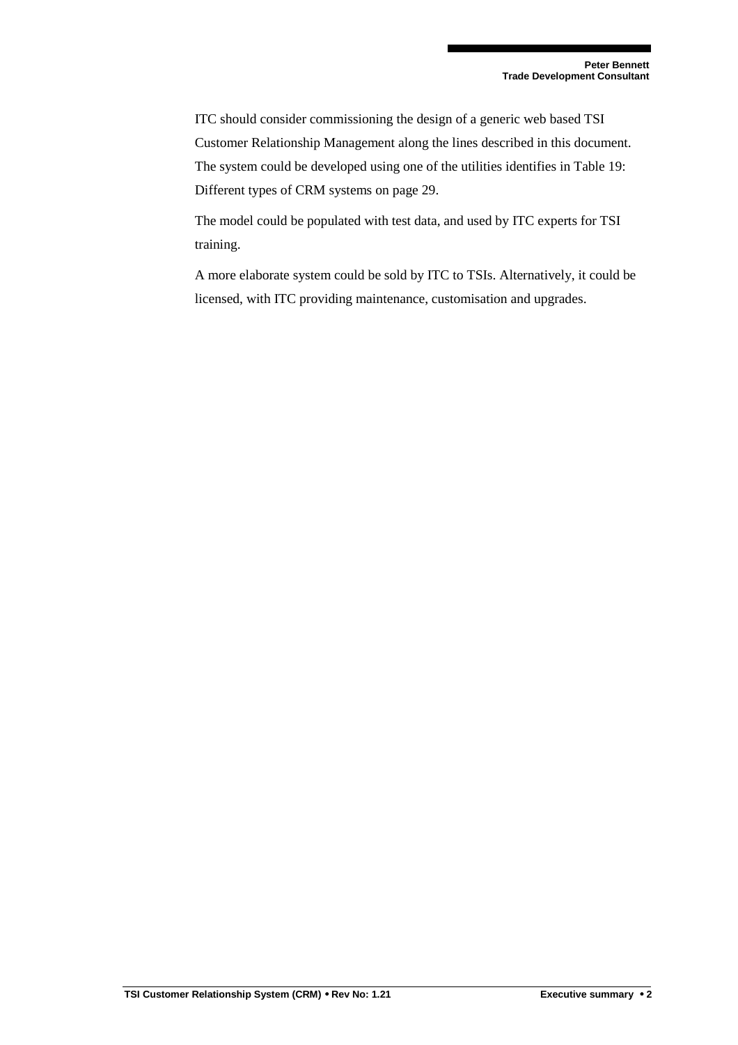ITC should consider commissioning the design of a generic web based TSI Customer Relationship Management along the lines described in this document. The system could be developed using one of the utilities identifies in Table 19: Different types of CRM systems on page 29.

The model could be populated with test data, and used by ITC experts for TSI training.

A more elaborate system could be sold by ITC to TSIs. Alternatively, it could be licensed, with ITC providing maintenance, customisation and upgrades.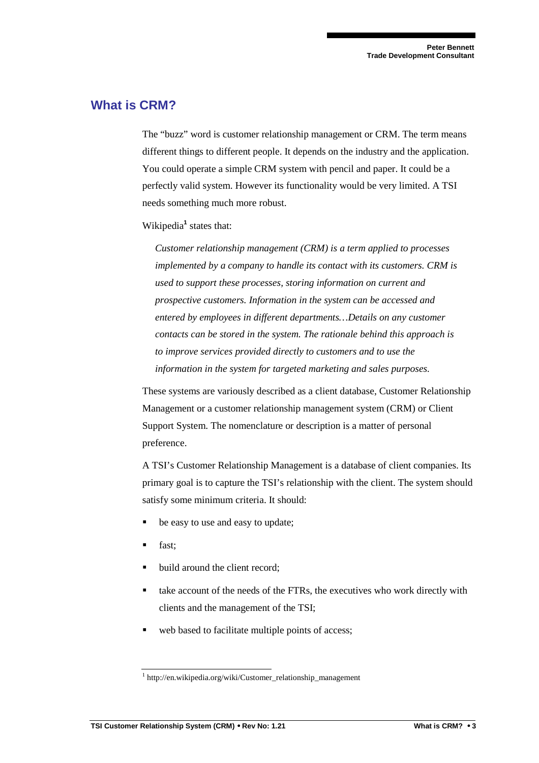## What is CRM?

The "buzz" word is customer relationship management or CRM. The term means different things to different people. It depends on the industry and the application. You could operate a simple CRM system with pencil and paper. It could be a perfectly valid system. However its functionality would be very limited. A TSI needs something much more robust.

Wikipedia[1] states that:

> *Customer relationship management (CRM) is a term applied to processes implemented by a company to handle its contact with its customers. CRM is used to support these processes, storing information on current and prospective customers. Information in the system can be accessed and entered by employees in different departments…Details on any customer contacts can be stored in the system. The rationale behind this approach is to improve services provided directly to customers and to use the information in the system for targeted marketing and sales purposes.*

These systems are variously described as a client database, Customer Relationship Management or a customer relationship management system (CRM) or Client Support System. The nomenclature or description is a matter of personal preference.

A TSI's Customer Relationship Management is a database of client companies. Its primary goal is to capture the TSI's relationship with the client. The system should satisfy some minimum criteria. It should:

- be easy to use and easy to update;
- fast;
- build around the client record;
- take account of the needs of the FTRs, the executives who work directly with clients and the management of the TSI;
- web based to facilitate multiple points of access;

[1] http://en.wikipedia.org/wiki/Customer_relationship_management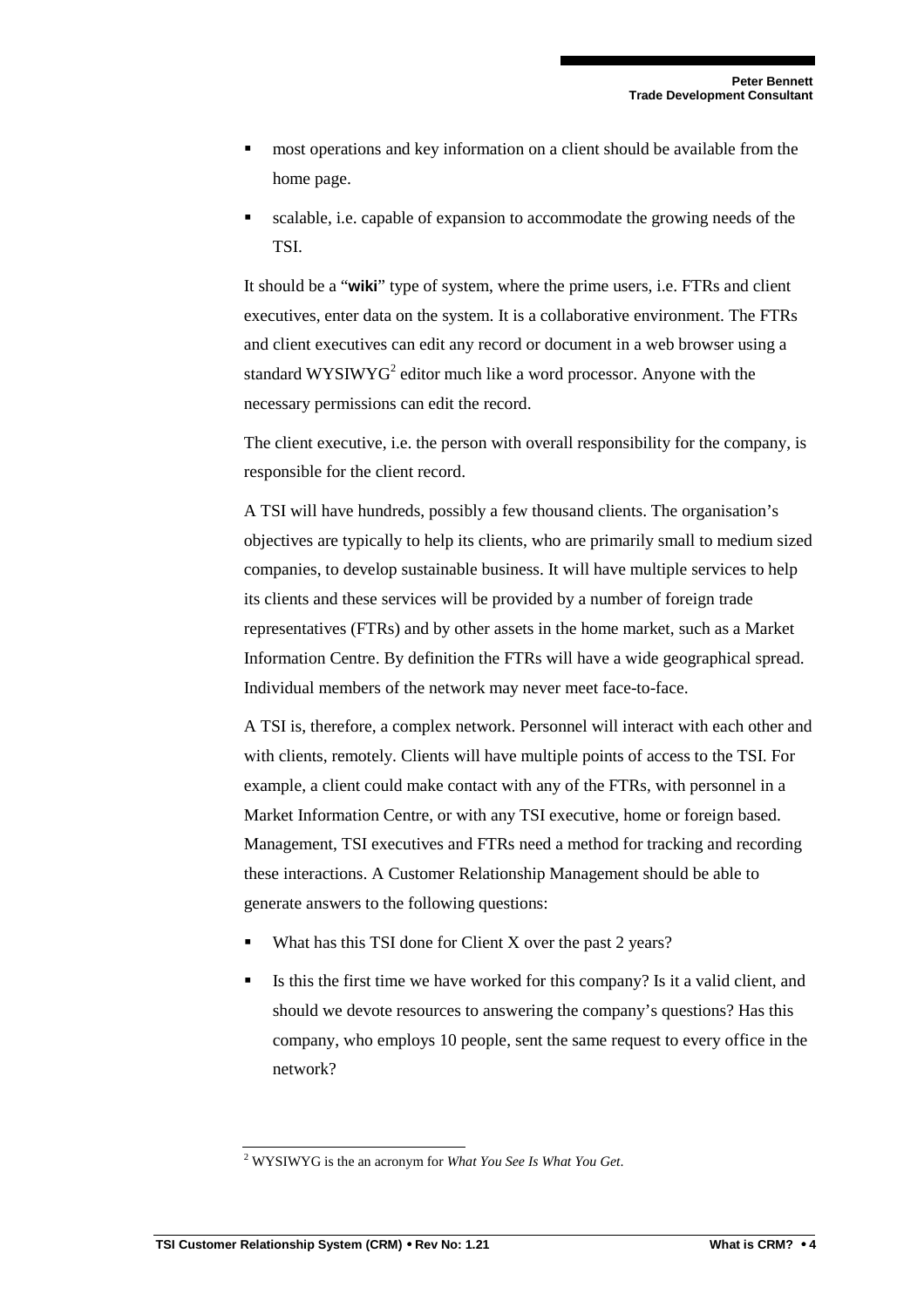- most operations and key information on a client should be available from the home page.
- scalable, i.e. capable of expansion to accommodate the growing needs of the TSI.

It should be a "**wiki**" type of system, where the prime users, i.e. FTRs and client executives, enter data on the system. It is a collaborative environment. The FTRs and client executives can edit any record or document in a web browser using a standard WYSIWYG[2] editor much like a word processor. Anyone with the necessary permissions can edit the record.

The client executive, i.e. the person with overall responsibility for the company, is responsible for the client record.

A TSI will have hundreds, possibly a few thousand clients. The organisation's objectives are typically to help its clients, who are primarily small to medium sized companies, to develop sustainable business. It will have multiple services to help its clients and these services will be provided by a number of foreign trade representatives (FTRs) and by other assets in the home market, such as a Market Information Centre. By definition the FTRs will have a wide geographical spread. Individual members of the network may never meet face-to-face.

A TSI is, therefore, a complex network. Personnel will interact with each other and with clients, remotely. Clients will have multiple points of access to the TSI. For example, a client could make contact with any of the FTRs, with personnel in a Market Information Centre, or with any TSI executive, home or foreign based. Management, TSI executives and FTRs need a method for tracking and recording these interactions. A Customer Relationship Management should be able to generate answers to the following questions:

- What has this TSI done for Client X over the past 2 years?
- Is this the first time we have worked for this company? Is it a valid client, and should we devote resources to answering the company's questions? Has this company, who employs 10 people, sent the same request to every office in the network?

[2] WYSIWYG is the an acronym for *What You See Is What You Get*.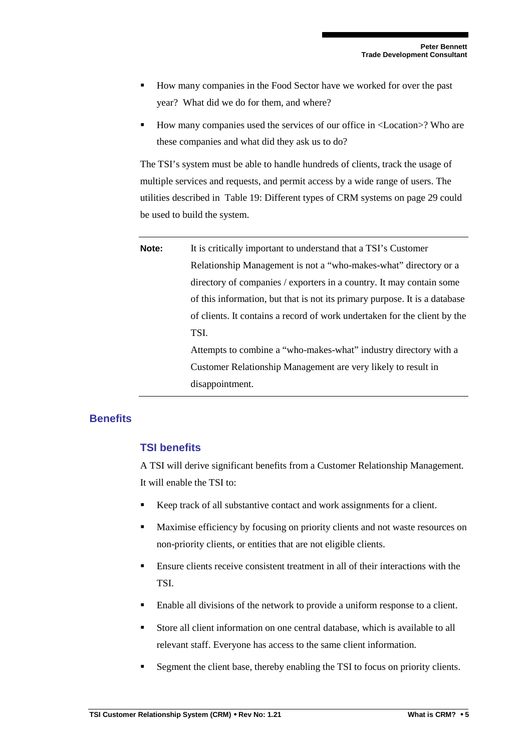- How many companies in the Food Sector have we worked for over the past year? What did we do for them, and where?
- How many companies used the services of our office in <Location>? Who are these companies and what did they ask us to do?

The TSI's system must be able to handle hundreds of clients, track the usage of multiple services and requests, and permit access by a wide range of users. The utilities described in Table 19: Different types of CRM systems on page 29 could be used to build the system.

---

**Note:** It is critically important to understand that a TSI's Customer Relationship Management is not a "who-makes-what" directory or a directory of companies / exporters in a country. It may contain some of this information, but that is not its primary purpose. It is a database of clients. It contains a record of work undertaken for the client by the TSI.

Attempts to combine a "who-makes-what" industry directory with a Customer Relationship Management are very likely to result in disappointment.

---

## Benefits

### TSI benefits

A TSI will derive significant benefits from a Customer Relationship Management. It will enable the TSI to:

- Keep track of all substantive contact and work assignments for a client.
- Maximise efficiency by focusing on priority clients and not waste resources on non-priority clients, or entities that are not eligible clients.
- Ensure clients receive consistent treatment in all of their interactions with the TSI.
- Enable all divisions of the network to provide a uniform response to a client.
- Store all client information on one central database, which is available to all relevant staff. Everyone has access to the same client information.
- Segment the client base, thereby enabling the TSI to focus on priority clients.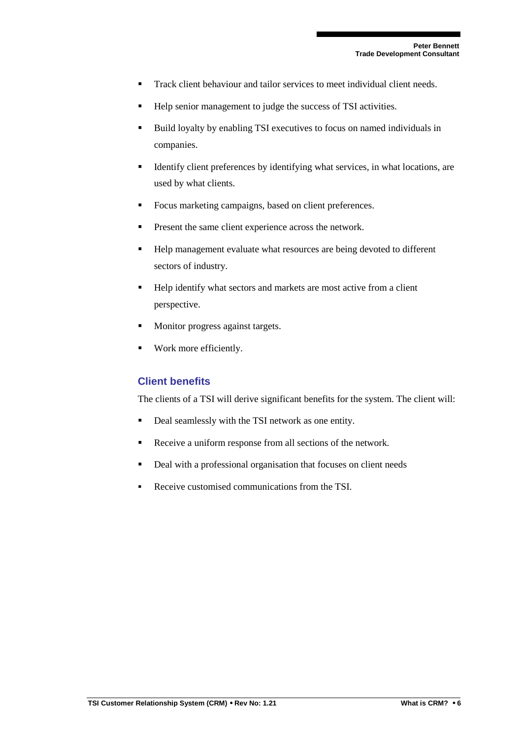- Track client behaviour and tailor services to meet individual client needs.
- Help senior management to judge the success of TSI activities.
- Build loyalty by enabling TSI executives to focus on named individuals in companies.
- Identify client preferences by identifying what services, in what locations, are used by what clients.
- Focus marketing campaigns, based on client preferences.
- Present the same client experience across the network.
- Help management evaluate what resources are being devoted to different sectors of industry.
- Help identify what sectors and markets are most active from a client perspective.
- Monitor progress against targets.
- Work more efficiently.

### Client benefits

The clients of a TSI will derive significant benefits for the system. The client will:

- Deal seamlessly with the TSI network as one entity.
- Receive a uniform response from all sections of the network.
- Deal with a professional organisation that focuses on client needs
- Receive customised communications from the TSI.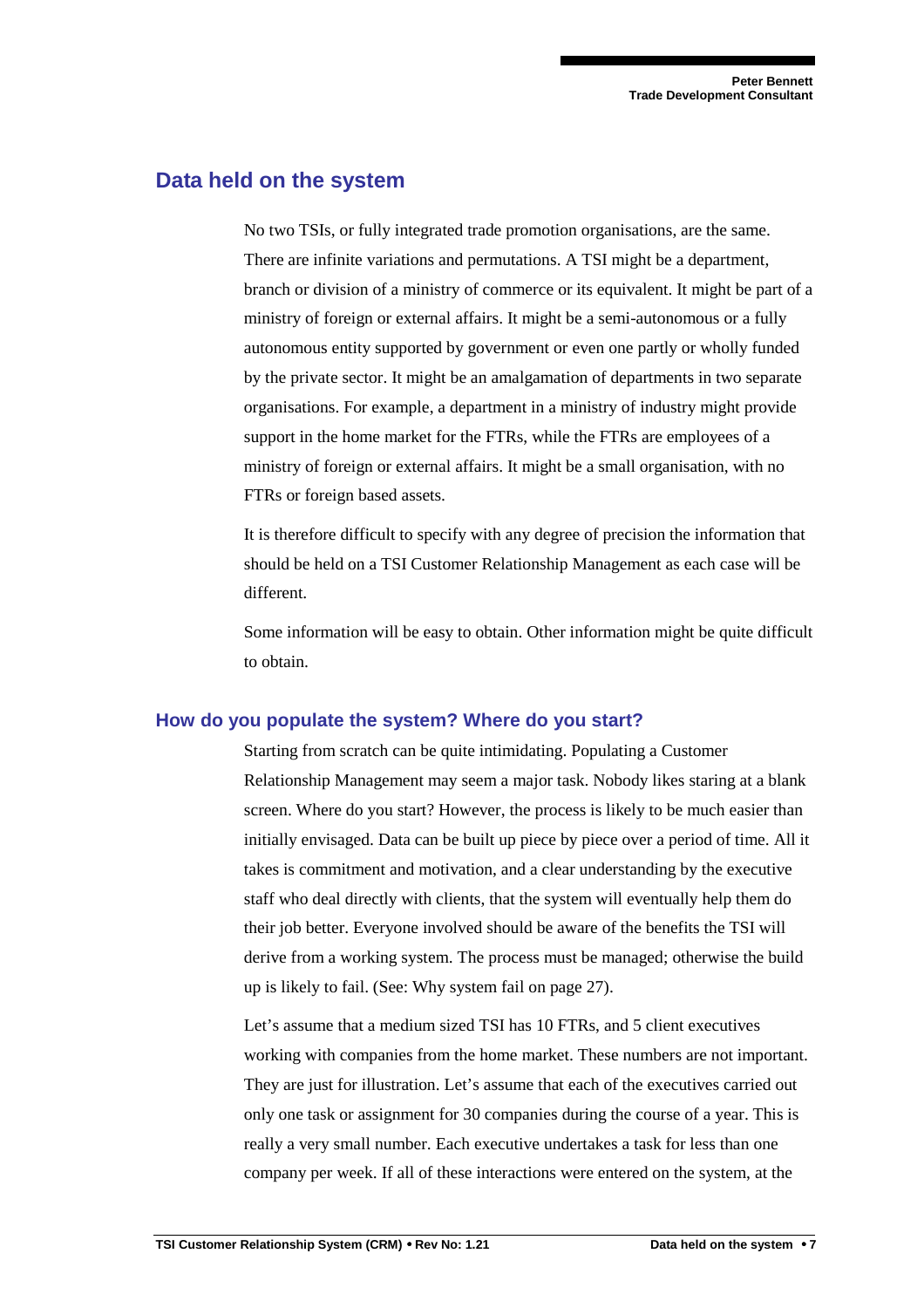## Data held on the system

No two TSIs, or fully integrated trade promotion organisations, are the same. There are infinite variations and permutations. A TSI might be a department, branch or division of a ministry of commerce or its equivalent. It might be part of a ministry of foreign or external affairs. It might be a semi-autonomous or a fully autonomous entity supported by government or even one partly or wholly funded by the private sector. It might be an amalgamation of departments in two separate organisations. For example, a department in a ministry of industry might provide support in the home market for the FTRs, while the FTRs are employees of a ministry of foreign or external affairs. It might be a small organisation, with no FTRs or foreign based assets.

It is therefore difficult to specify with any degree of precision the information that should be held on a TSI Customer Relationship Management as each case will be different.

Some information will be easy to obtain. Other information might be quite difficult to obtain.

### How do you populate the system? Where do you start?

Starting from scratch can be quite intimidating. Populating a Customer Relationship Management may seem a major task. Nobody likes staring at a blank screen. Where do you start? However, the process is likely to be much easier than initially envisaged. Data can be built up piece by piece over a period of time. All it takes is commitment and motivation, and a clear understanding by the executive staff who deal directly with clients, that the system will eventually help them do their job better. Everyone involved should be aware of the benefits the TSI will derive from a working system. The process must be managed; otherwise the build up is likely to fail. (See: Why system fail on page 27).

Let's assume that a medium sized TSI has 10 FTRs, and 5 client executives working with companies from the home market. These numbers are not important. They are just for illustration. Let's assume that each of the executives carried out only one task or assignment for 30 companies during the course of a year. This is really a very small number. Each executive undertakes a task for less than one company per week. If all of these interactions were entered on the system, at the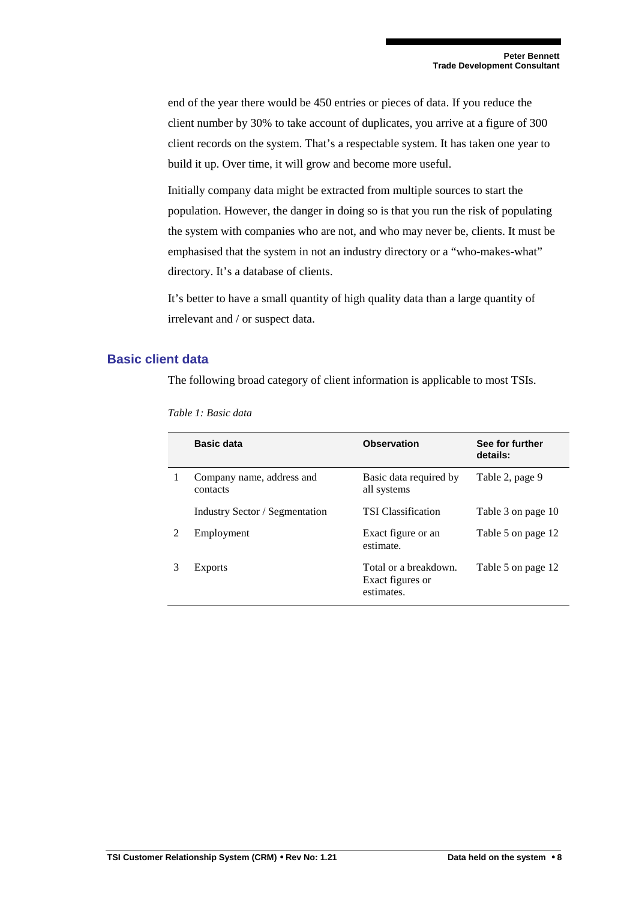end of the year there would be 450 entries or pieces of data. If you reduce the client number by 30% to take account of duplicates, you arrive at a figure of 300 client records on the system. That's a respectable system. It has taken one year to build it up. Over time, it will grow and become more useful.

Initially company data might be extracted from multiple sources to start the population. However, the danger in doing so is that you run the risk of populating the system with companies who are not, and who may never be, clients. It must be emphasised that the system in not an industry directory or a "who-makes-what" directory. It's a database of clients.

It's better to have a small quantity of high quality data than a large quantity of irrelevant and / or suspect data.

## Basic client data

The following broad category of client information is applicable to most TSIs.

*Table 1: Basic data*

| | Basic data | Observation | See for further details: |
|---|---|---|---|
| 1 | Company name, address and contacts | Basic data required by all systems | Table 2, page 9 |
| | Industry Sector / Segmentation | TSI Classification | Table 3 on page 10 |
| 2 | Employment | Exact figure or an estimate. | Table 5 on page 12 |
| 3 | Exports | Total or a breakdown. Exact figures or estimates. | Table 5 on page 12 |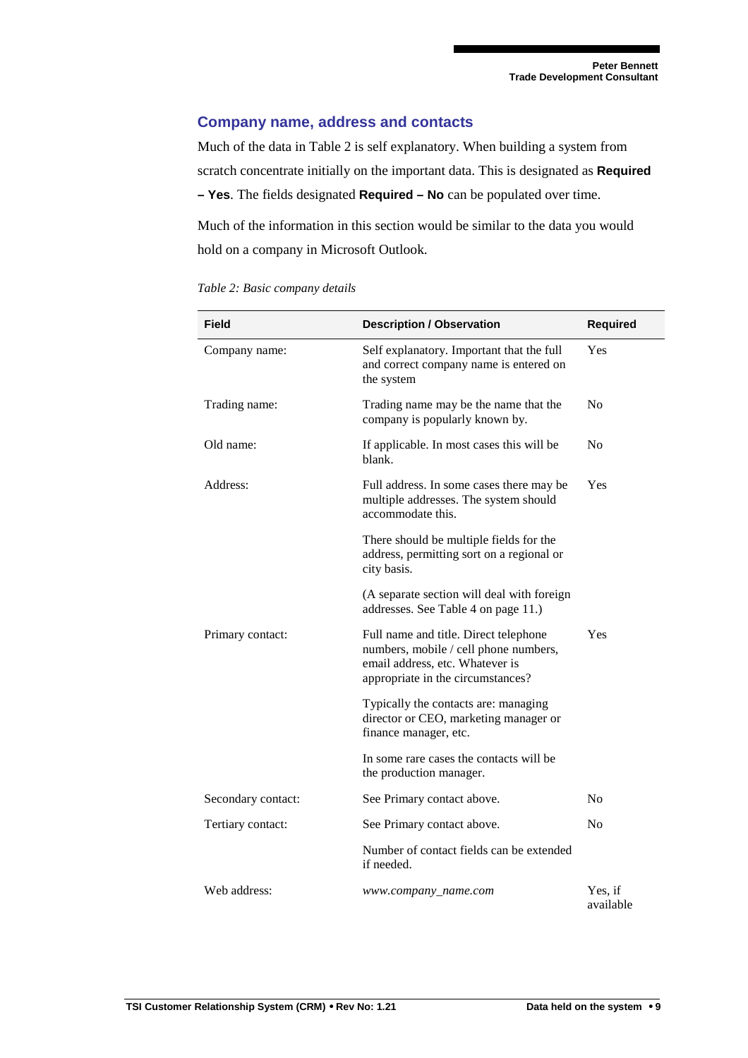## Company name, address and contacts

Much of the data in Table 2 is self explanatory. When building a system from scratch concentrate initially on the important data. This is designated as **Required – Yes**. The fields designated **Required – No** can be populated over time.

Much of the information in this section would be similar to the data you would hold on a company in Microsoft Outlook.

*Table 2: Basic company details*

| Field | Description / Observation | Required |
|---|---|---|
| Company name: | Self explanatory. Important that the full and correct company name is entered on the system | Yes |
| Trading name: | Trading name may be the name that the company is popularly known by. | No |
| Old name: | If applicable. In most cases this will be blank. | No |
| Address: | Full address. In some cases there may be multiple addresses. The system should accommodate this. | Yes |
| | There should be multiple fields for the address, permitting sort on a regional or city basis. | |
| | (A separate section will deal with foreign addresses. See Table 4 on page 11.) | |
| Primary contact: | Full name and title. Direct telephone numbers, mobile / cell phone numbers, email address, etc. Whatever is appropriate in the circumstances? | Yes |
| | Typically the contacts are: managing director or CEO, marketing manager or finance manager, etc. | |
| | In some rare cases the contacts will be the production manager. | |
| Secondary contact: | See Primary contact above. | No |
| Tertiary contact: | See Primary contact above. | No |
| | Number of contact fields can be extended if needed. | |
| Web address: | *www.company_name.com* | Yes, if available |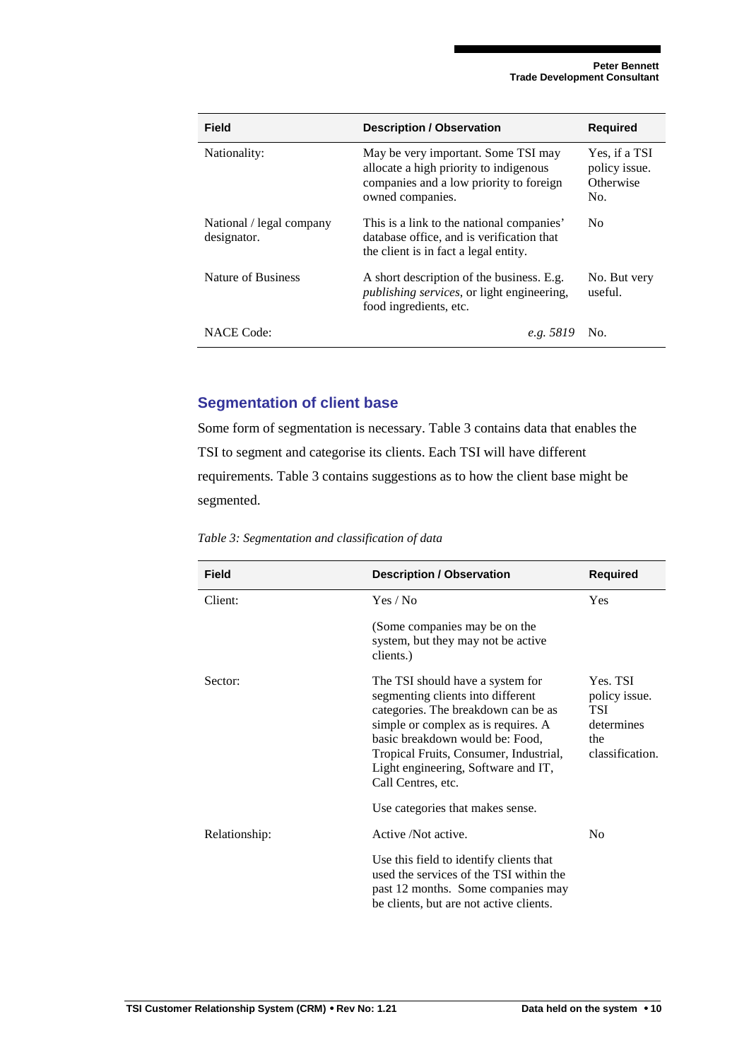| Field | Description / Observation | Required |
|---|---|---|
| Nationality: | May be very important. Some TSI may allocate a high priority to indigenous companies and a low priority to foreign owned companies. | Yes, if a TSI policy issue. Otherwise No. |
| National / legal company designator. | This is a link to the national companies' database office, and is verification that the client is in fact a legal entity. | No |
| Nature of Business | A short description of the business. E.g. *publishing services*, or light engineering, food ingredients, etc. | No. But very useful. |
| NACE Code: | *e.g. 5819* | No. |

## Segmentation of client base

Some form of segmentation is necessary. Table 3 contains data that enables the TSI to segment and categorise its clients. Each TSI will have different requirements. Table 3 contains suggestions as to how the client base might be segmented.

*Table 3: Segmentation and classification of data*

| Field | Description / Observation | Required |
|---|---|---|
| Client: | Yes / No<br><br>(Some companies may be on the system, but they may not be active clients.) | Yes |
| Sector: | The TSI should have a system for segmenting clients into different categories. The breakdown can be as simple or complex as is requires. A basic breakdown would be: Food, Tropical Fruits, Consumer, Industrial, Light engineering, Software and IT, Call Centres, etc.<br><br>Use categories that makes sense. | Yes. TSI policy issue. TSI determines the classification. |
| Relationship: | Active /Not active.<br><br>Use this field to identify clients that used the services of the TSI within the past 12 months. Some companies may be clients, but are not active clients. | No |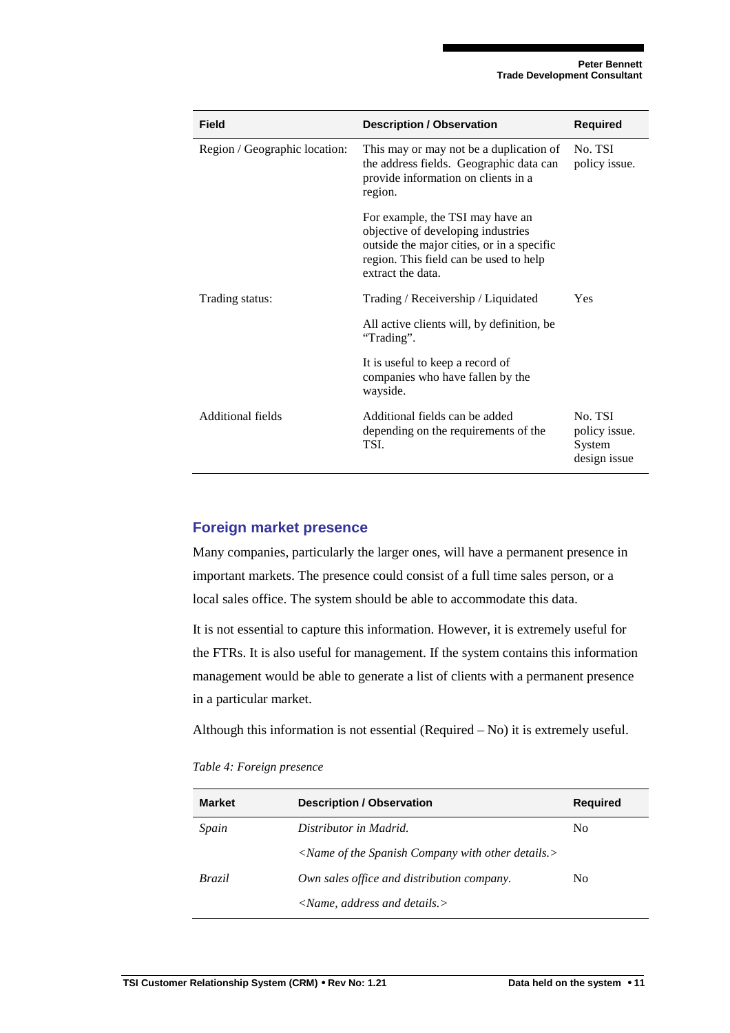| Field | Description / Observation | Required |
|---|---|---|
| Region / Geographic location: | This may or may not be a duplication of the address fields. Geographic data can provide information on clients in a region.<br><br>For example, the TSI may have an objective of developing industries outside the major cities, or in a specific region. This field can be used to help extract the data. | No. TSI policy issue. |
| Trading status: | Trading / Receivership / Liquidated<br><br>All active clients will, by definition, be "Trading".<br><br>It is useful to keep a record of companies who have fallen by the wayside. | Yes |
| Additional fields | Additional fields can be added depending on the requirements of the TSI. | No. TSI policy issue. System design issue |

## Foreign market presence

Many companies, particularly the larger ones, will have a permanent presence in important markets. The presence could consist of a full time sales person, or a local sales office. The system should be able to accommodate this data.

It is not essential to capture this information. However, it is extremely useful for the FTRs. It is also useful for management. If the system contains this information management would be able to generate a list of clients with a permanent presence in a particular market.

Although this information is not essential (Required – No) it is extremely useful.

*Table 4: Foreign presence*

| Market | Description / Observation | Required |
|---|---|---|
| *Spain* | *Distributor in Madrid.*<br><br>*<Name of the Spanish Company with other details.>* | No |
| *Brazil* | *Own sales office and distribution company.*<br><br>*<Name, address and details.>* | No |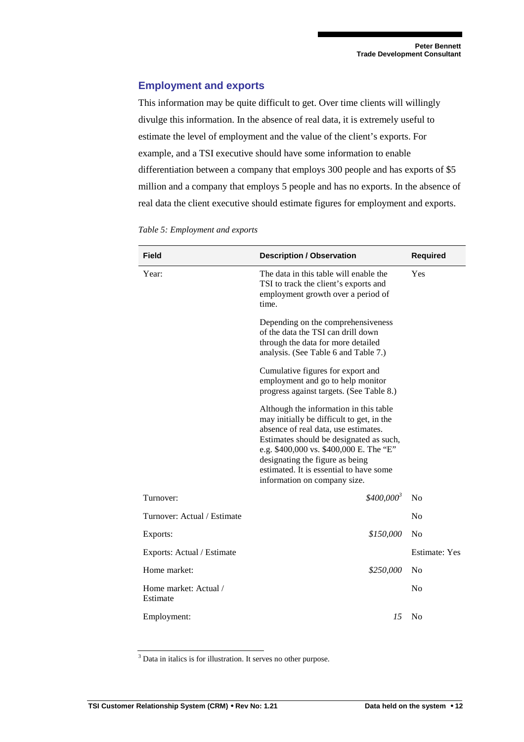## Employment and exports

This information may be quite difficult to get. Over time clients will willingly divulge this information. In the absence of real data, it is extremely useful to estimate the level of employment and the value of the client's exports. For example, and a TSI executive should have some information to enable differentiation between a company that employs 300 people and has exports of $5 million and a company that employs 5 people and has no exports. In the absence of real data the client executive should estimate figures for employment and exports.

*Table 5: Employment and exports*

| Field | Description / Observation | Required |
|---|---|---|
| Year: | The data in this table will enable the TSI to track the client's exports and employment growth over a period of time.<br><br>Depending on the comprehensiveness of the data the TSI can drill down through the data for more detailed analysis. (See Table 6 and Table 7.)<br><br>Cumulative figures for export and employment and go to help monitor progress against targets. (See Table 8.)<br><br>Although the information in this table may initially be difficult to get, in the absence of real data, use estimates. Estimates should be designated as such, e.g. $400,000 vs. $400,000 E. The "E" designating the figure as being estimated. It is essential to have some information on company size. | Yes |
| Turnover: | *$400,000*[3] | No |
| Turnover: Actual / Estimate | | No |
| Exports: | *$150,000* | No |
| Exports: Actual / Estimate | | Estimate: Yes |
| Home market: | *$250,000* | No |
| Home market: Actual / Estimate | | No |
| Employment: | *15* | No |

[3] Data in italics is for illustration. It serves no other purpose.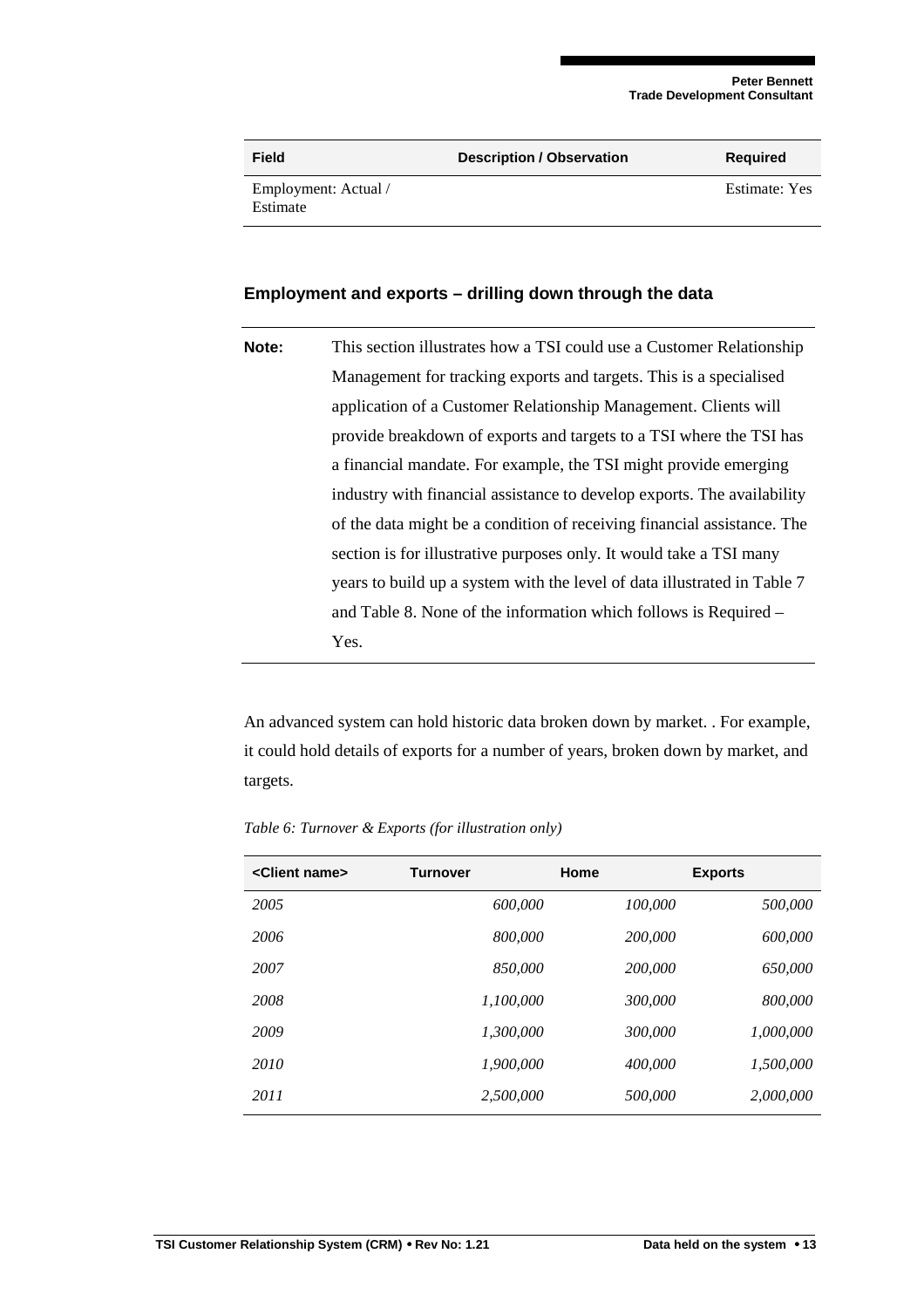| Field | Description / Observation | Required |
| --- | --- | --- |
| Employment: Actual / Estimate | | Estimate: Yes |

### Employment and exports – drilling down through the data

**Note:** This section illustrates how a TSI could use a Customer Relationship Management for tracking exports and targets. This is a specialised application of a Customer Relationship Management. Clients will provide breakdown of exports and targets to a TSI where the TSI has a financial mandate. For example, the TSI might provide emerging industry with financial assistance to develop exports. The availability of the data might be a condition of receiving financial assistance. The section is for illustrative purposes only. It would take a TSI many years to build up a system with the level of data illustrated in Table 7 and Table 8. None of the information which follows is Required – Yes.

An advanced system can hold historic data broken down by market. . For example, it could hold details of exports for a number of years, broken down by market, and targets.

*Table 6: Turnover & Exports (for illustration only)*

| <Client name> | Turnover | Home | Exports |
| --- | ---: | ---: | ---: |
| *2005* | *600,000* | *100,000* | *500,000* |
| *2006* | *800,000* | *200,000* | *600,000* |
| *2007* | *850,000* | *200,000* | *650,000* |
| *2008* | *1,100,000* | *300,000* | *800,000* |
| *2009* | *1,300,000* | *300,000* | *1,000,000* |
| *2010* | *1,900,000* | *400,000* | *1,500,000* |
| *2011* | *2,500,000* | *500,000* | *2,000,000* |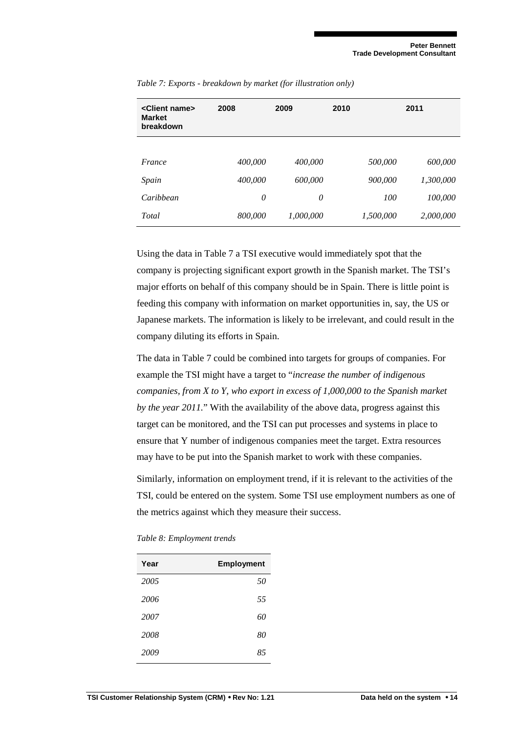*Table 7: Exports - breakdown by market (for illustration only)*

| <Client name> Market breakdown | 2008 | 2009 | 2010 | 2011 |
|---|---|---|---|---|
| *France* | *400,000* | *400,000* | *500,000* | *600,000* |
| *Spain* | *400,000* | *600,000* | *900,000* | *1,300,000* |
| *Caribbean* | *0* | *0* | *100* | *100,000* |
| *Total* | *800,000* | *1,000,000* | *1,500,000* | *2,000,000* |

Using the data in Table 7 a TSI executive would immediately spot that the company is projecting significant export growth in the Spanish market. The TSI's major efforts on behalf of this company should be in Spain. There is little point is feeding this company with information on market opportunities in, say, the US or Japanese markets. The information is likely to be irrelevant, and could result in the company diluting its efforts in Spain.

The data in Table 7 could be combined into targets for groups of companies. For example the TSI might have a target to "*increase the number of indigenous companies, from X to Y, who export in excess of 1,000,000 to the Spanish market by the year 2011.*" With the availability of the above data, progress against this target can be monitored, and the TSI can put processes and systems in place to ensure that Y number of indigenous companies meet the target. Extra resources may have to be put into the Spanish market to work with these companies.

Similarly, information on employment trend, if it is relevant to the activities of the TSI, could be entered on the system. Some TSI use employment numbers as one of the metrics against which they measure their success.

*Table 8: Employment trends*

| Year | Employment |
|---|---|
| *2005* | *50* |
| *2006* | *55* |
| *2007* | *60* |
| *2008* | *80* |
| *2009* | *85* |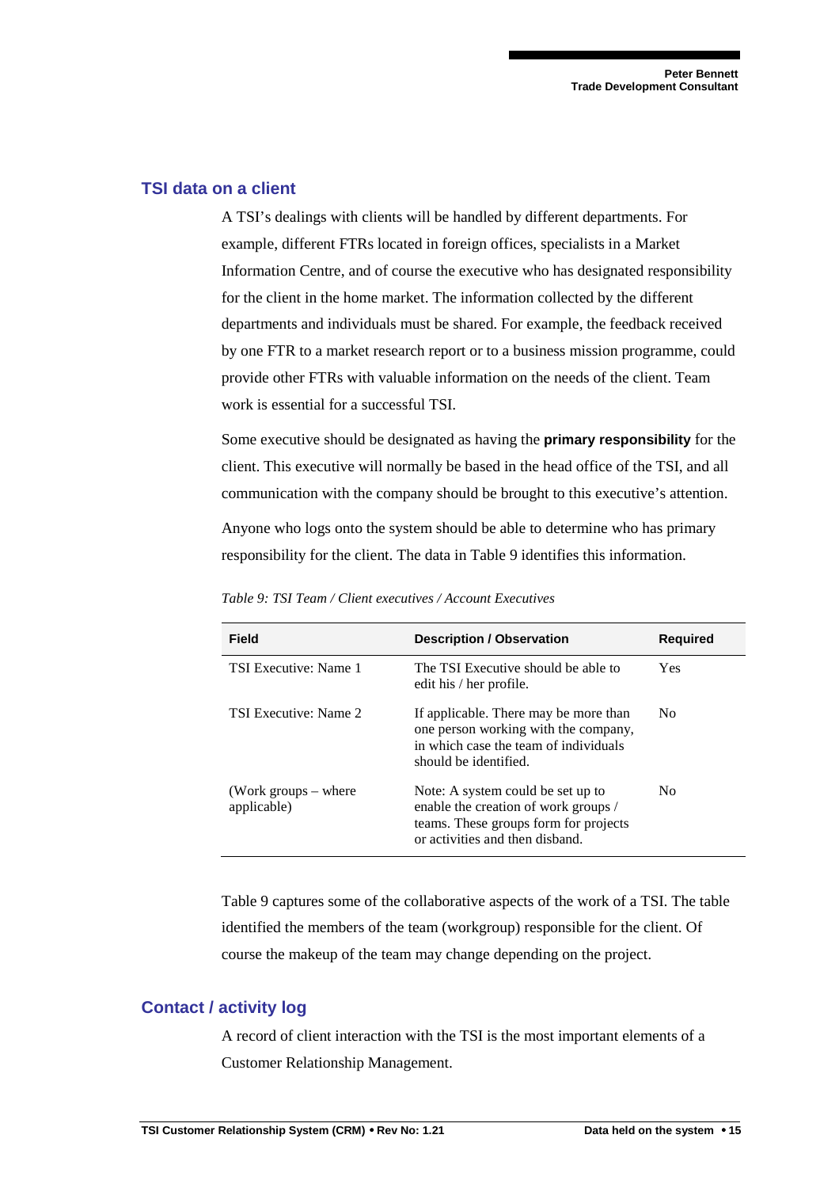## TSI data on a client

A TSI's dealings with clients will be handled by different departments. For example, different FTRs located in foreign offices, specialists in a Market Information Centre, and of course the executive who has designated responsibility for the client in the home market. The information collected by the different departments and individuals must be shared. For example, the feedback received by one FTR to a market research report or to a business mission programme, could provide other FTRs with valuable information on the needs of the client. Team work is essential for a successful TSI.

Some executive should be designated as having the **primary responsibility** for the client. This executive will normally be based in the head office of the TSI, and all communication with the company should be brought to this executive's attention.

Anyone who logs onto the system should be able to determine who has primary responsibility for the client. The data in Table 9 identifies this information.

*Table 9: TSI Team / Client executives / Account Executives*

| Field | Description / Observation | Required |
|---|---|---|
| TSI Executive: Name 1 | The TSI Executive should be able to edit his / her profile. | Yes |
| TSI Executive: Name 2 | If applicable. There may be more than one person working with the company, in which case the team of individuals should be identified. | No |
| (Work groups – where applicable) | Note: A system could be set up to enable the creation of work groups / teams. These groups form for projects or activities and then disband. | No |

Table 9 captures some of the collaborative aspects of the work of a TSI. The table identified the members of the team (workgroup) responsible for the client. Of course the makeup of the team may change depending on the project.

## Contact / activity log

A record of client interaction with the TSI is the most important elements of a Customer Relationship Management.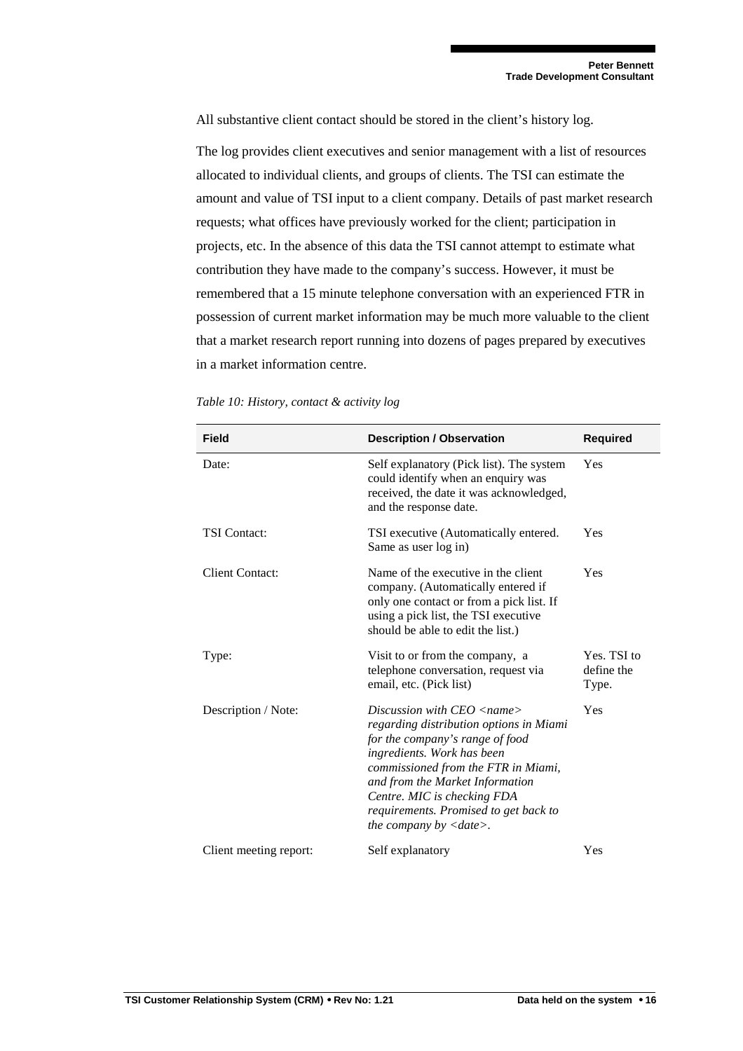All substantive client contact should be stored in the client's history log.

The log provides client executives and senior management with a list of resources allocated to individual clients, and groups of clients. The TSI can estimate the amount and value of TSI input to a client company. Details of past market research requests; what offices have previously worked for the client; participation in projects, etc. In the absence of this data the TSI cannot attempt to estimate what contribution they have made to the company's success. However, it must be remembered that a 15 minute telephone conversation with an experienced FTR in possession of current market information may be much more valuable to the client that a market research report running into dozens of pages prepared by executives in a market information centre.

*Table 10: History, contact & activity log*

| Field | Description / Observation | Required |
|---|---|---|
| Date: | Self explanatory (Pick list). The system could identify when an enquiry was received, the date it was acknowledged, and the response date. | Yes |
| TSI Contact: | TSI executive (Automatically entered. Same as user log in) | Yes |
| Client Contact: | Name of the executive in the client company. (Automatically entered if only one contact or from a pick list. If using a pick list, the TSI executive should be able to edit the list.) | Yes |
| Type: | Visit to or from the company, a telephone conversation, request via email, etc. (Pick list) | Yes. TSI to define the Type. |
| Description / Note: | *Discussion with CEO <name> regarding distribution options in Miami for the company's range of food ingredients. Work has been commissioned from the FTR in Miami, and from the Market Information Centre. MIC is checking FDA requirements. Promised to get back to the company by <date>.* | Yes |
| Client meeting report: | Self explanatory | Yes |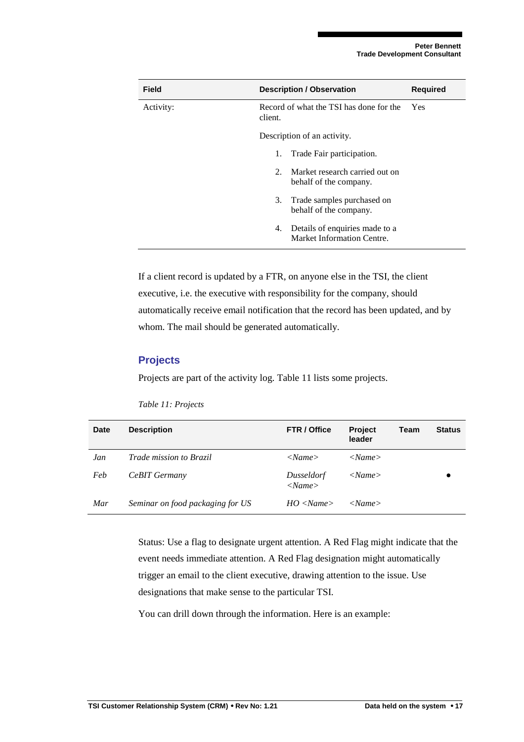| Field | Description / Observation | Required |
|---|---|---|
| Activity: | Record of what the TSI has done for the client.<br><br>Description of an activity.<br><br>1. Trade Fair participation.<br>2. Market research carried out on behalf of the company.<br>3. Trade samples purchased on behalf of the company.<br>4. Details of enquiries made to a Market Information Centre. | Yes |

If a client record is updated by a FTR, on anyone else in the TSI, the client executive, i.e. the executive with responsibility for the company, should automatically receive email notification that the record has been updated, and by whom. The mail should be generated automatically.

## Projects

Projects are part of the activity log. Table 11 lists some projects.

*Table 11: Projects*

| Date | Description | FTR / Office | Project leader | Team | Status |
|---|---|---|---|---|---|
| *Jan* | *Trade mission to Brazil* | *<Name>* | *<Name>* | | |
| *Feb* | *CeBIT Germany* | *Dusseldorf <Name>* | *<Name>* | | ● |
| *Mar* | *Seminar on food packaging for US* | *HO <Name>* | *<Name>* | | |

Status: Use a flag to designate urgent attention. A Red Flag might indicate that the event needs immediate attention. A Red Flag designation might automatically trigger an email to the client executive, drawing attention to the issue. Use designations that make sense to the particular TSI.

You can drill down through the information. Here is an example: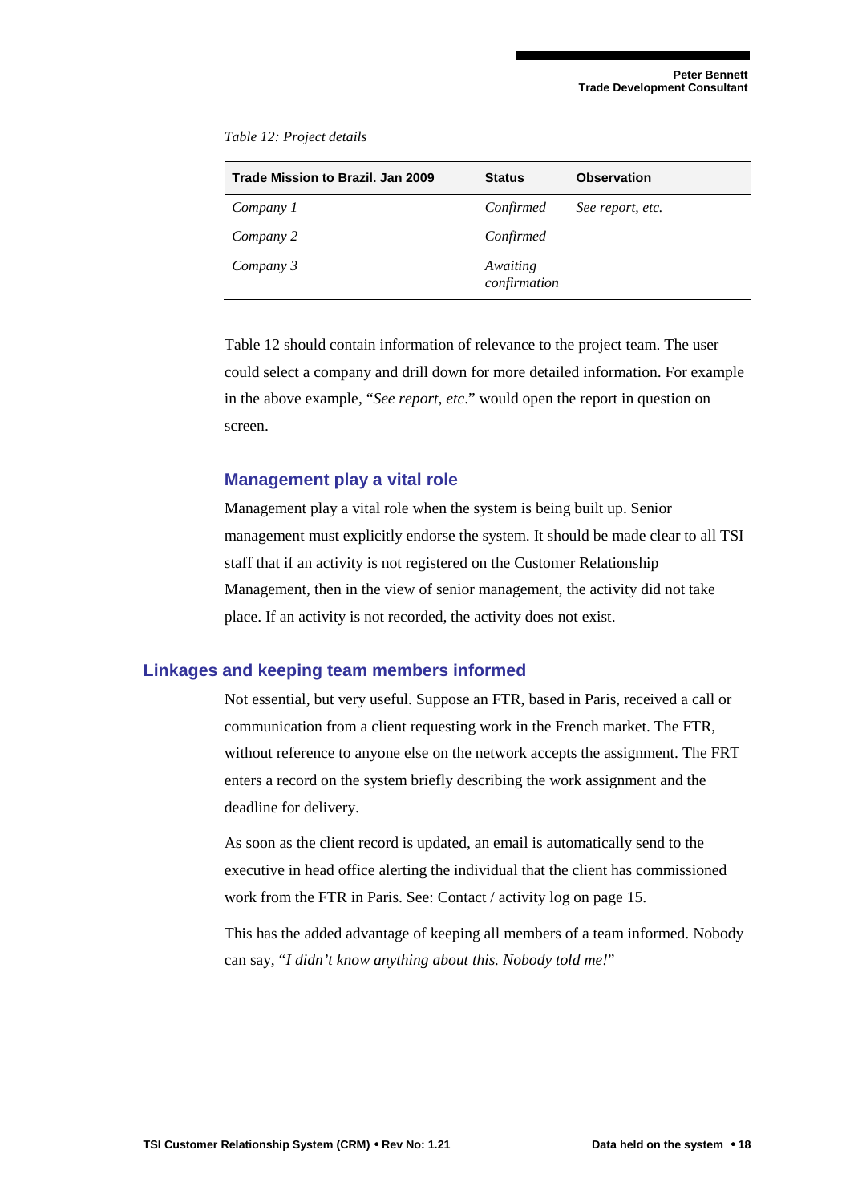*Table 12: Project details*

| Trade Mission to Brazil. Jan 2009 | Status | Observation |
|---|---|---|
| *Company 1* | *Confirmed* | *See report, etc.* |
| *Company 2* | *Confirmed* | |
| *Company 3* | *Awaiting confirmation* | |

Table 12 should contain information of relevance to the project team. The user could select a company and drill down for more detailed information. For example in the above example, "*See report, etc*." would open the report in question on screen.

### Management play a vital role

Management play a vital role when the system is being built up. Senior management must explicitly endorse the system. It should be made clear to all TSI staff that if an activity is not registered on the Customer Relationship Management, then in the view of senior management, the activity did not take place. If an activity is not recorded, the activity does not exist.

## Linkages and keeping team members informed

Not essential, but very useful. Suppose an FTR, based in Paris, received a call or communication from a client requesting work in the French market. The FTR, without reference to anyone else on the network accepts the assignment. The FRT enters a record on the system briefly describing the work assignment and the deadline for delivery.

As soon as the client record is updated, an email is automatically send to the executive in head office alerting the individual that the client has commissioned work from the FTR in Paris. See: Contact / activity log on page 15.

This has the added advantage of keeping all members of a team informed. Nobody can say, "*I didn't know anything about this. Nobody told me!*"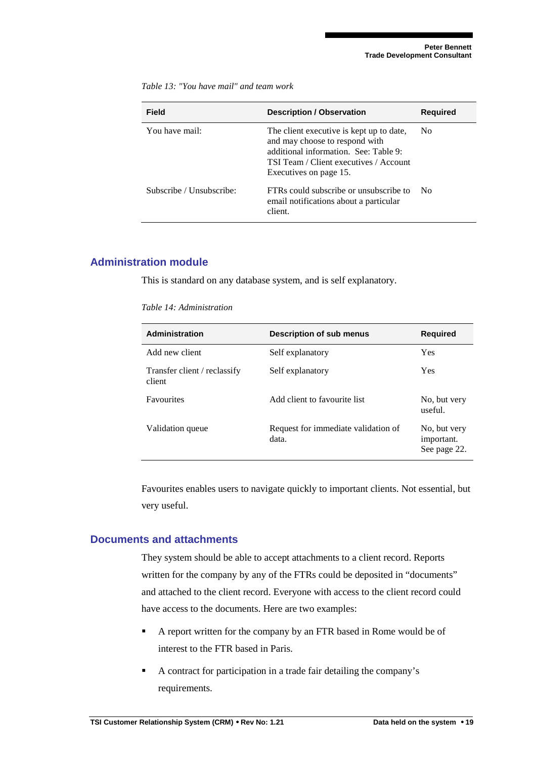*Table 13: "You have mail" and team work*

| Field | Description / Observation | Required |
|---|---|---|
| You have mail: | The client executive is kept up to date, and may choose to respond with additional information. See: Table 9: TSI Team / Client executives / Account Executives on page 15. | No |
| Subscribe / Unsubscribe: | FTRs could subscribe or unsubscribe to email notifications about a particular client. | No |

## Administration module

This is standard on any database system, and is self explanatory.

*Table 14: Administration*

| Administration | Description of sub menus | Required |
|---|---|---|
| Add new client | Self explanatory | Yes |
| Transfer client / reclassify client | Self explanatory | Yes |
| Favourites | Add client to favourite list | No, but very useful. |
| Validation queue | Request for immediate validation of data. | No, but very important. See page 22. |

Favourites enables users to navigate quickly to important clients. Not essential, but very useful.

## Documents and attachments

They system should be able to accept attachments to a client record. Reports written for the company by any of the FTRs could be deposited in "documents" and attached to the client record. Everyone with access to the client record could have access to the documents. Here are two examples:

- A report written for the company by an FTR based in Rome would be of interest to the FTR based in Paris.
- A contract for participation in a trade fair detailing the company's requirements.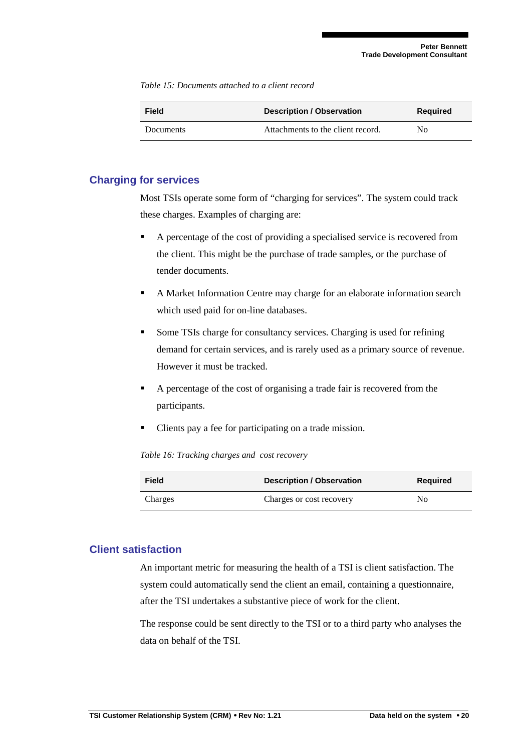*Table 15: Documents attached to a client record*

| Field | Description / Observation | Required |
|---|---|---|
| Documents | Attachments to the client record. | No |

## Charging for services

Most TSIs operate some form of "charging for services". The system could track these charges. Examples of charging are:

- A percentage of the cost of providing a specialised service is recovered from the client. This might be the purchase of trade samples, or the purchase of tender documents.
- A Market Information Centre may charge for an elaborate information search which used paid for on-line databases.
- Some TSIs charge for consultancy services. Charging is used for refining demand for certain services, and is rarely used as a primary source of revenue. However it must be tracked.
- A percentage of the cost of organising a trade fair is recovered from the participants.
- Clients pay a fee for participating on a trade mission.

*Table 16: Tracking charges and cost recovery*

| Field | Description / Observation | Required |
|---|---|---|
| Charges | Charges or cost recovery | No |

## Client satisfaction

An important metric for measuring the health of a TSI is client satisfaction. The system could automatically send the client an email, containing a questionnaire, after the TSI undertakes a substantive piece of work for the client.

The response could be sent directly to the TSI or to a third party who analyses the data on behalf of the TSI.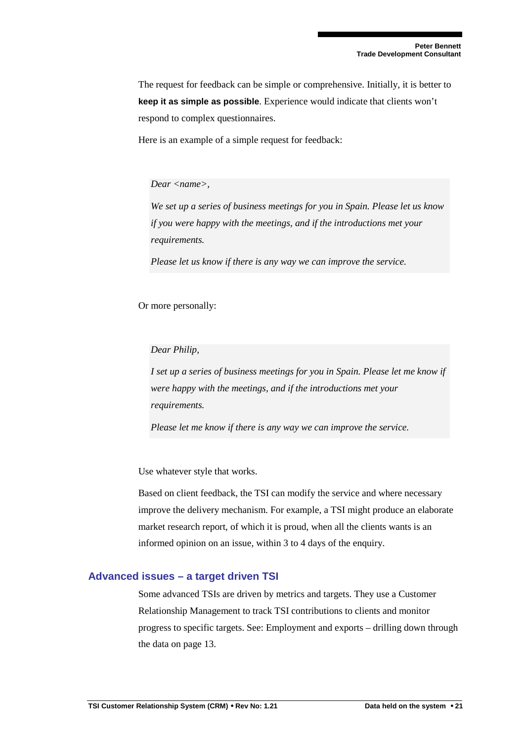The request for feedback can be simple or comprehensive. Initially, it is better to **keep it as simple as possible**. Experience would indicate that clients won't respond to complex questionnaires.

Here is an example of a simple request for feedback:

> *Dear <name>,*
>
> *We set up a series of business meetings for you in Spain. Please let us know if you were happy with the meetings, and if the introductions met your requirements.*
>
> *Please let us know if there is any way we can improve the service.*

Or more personally:

> *Dear Philip,*
>
> *I set up a series of business meetings for you in Spain. Please let me know if were happy with the meetings, and if the introductions met your requirements.*
>
> *Please let me know if there is any way we can improve the service.*

Use whatever style that works.

Based on client feedback, the TSI can modify the service and where necessary improve the delivery mechanism. For example, a TSI might produce an elaborate market research report, of which it is proud, when all the clients wants is an informed opinion on an issue, within 3 to 4 days of the enquiry.

## Advanced issues – a target driven TSI

Some advanced TSIs are driven by metrics and targets. They use a Customer Relationship Management to track TSI contributions to clients and monitor progress to specific targets. See: Employment and exports – drilling down through the data on page 13.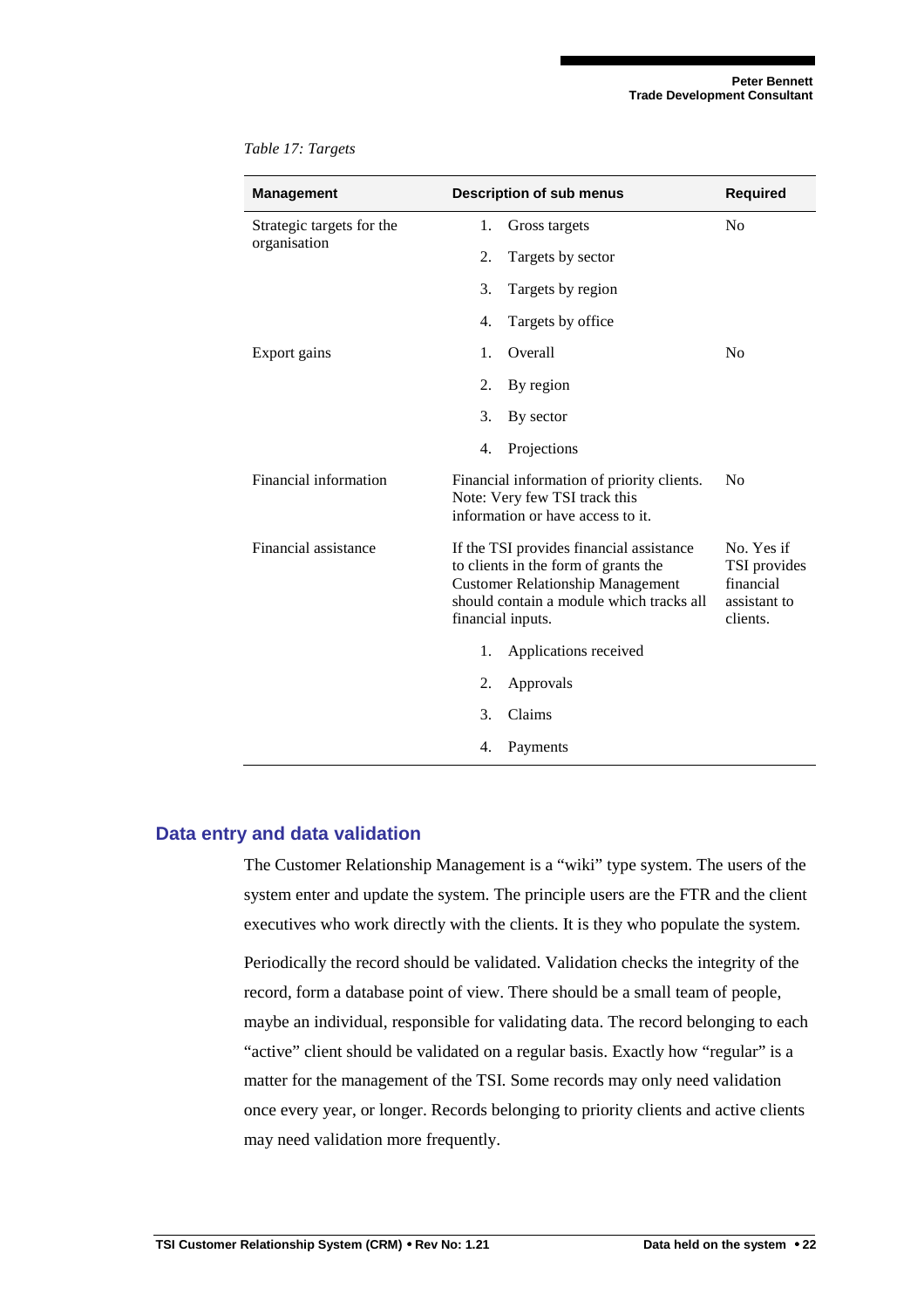*Table 17: Targets*

| Management | Description of sub menus | Required |
|---|---|---|
| Strategic targets for the organisation | 1. Gross targets<br>2. Targets by sector<br>3. Targets by region<br>4. Targets by office | No |
| Export gains | 1. Overall<br>2. By region<br>3. By sector<br>4. Projections | No |
| Financial information | Financial information of priority clients. Note: Very few TSI track this information or have access to it. | No |
| Financial assistance | If the TSI provides financial assistance to clients in the form of grants the Customer Relationship Management should contain a module which tracks all financial inputs.<br>1. Applications received<br>2. Approvals<br>3. Claims<br>4. Payments | No. Yes if TSI provides financial assistant to clients. |

## Data entry and data validation

The Customer Relationship Management is a "wiki" type system. The users of the system enter and update the system. The principle users are the FTR and the client executives who work directly with the clients. It is they who populate the system.

Periodically the record should be validated. Validation checks the integrity of the record, form a database point of view. There should be a small team of people, maybe an individual, responsible for validating data. The record belonging to each "active" client should be validated on a regular basis. Exactly how "regular" is a matter for the management of the TSI. Some records may only need validation once every year, or longer. Records belonging to priority clients and active clients may need validation more frequently.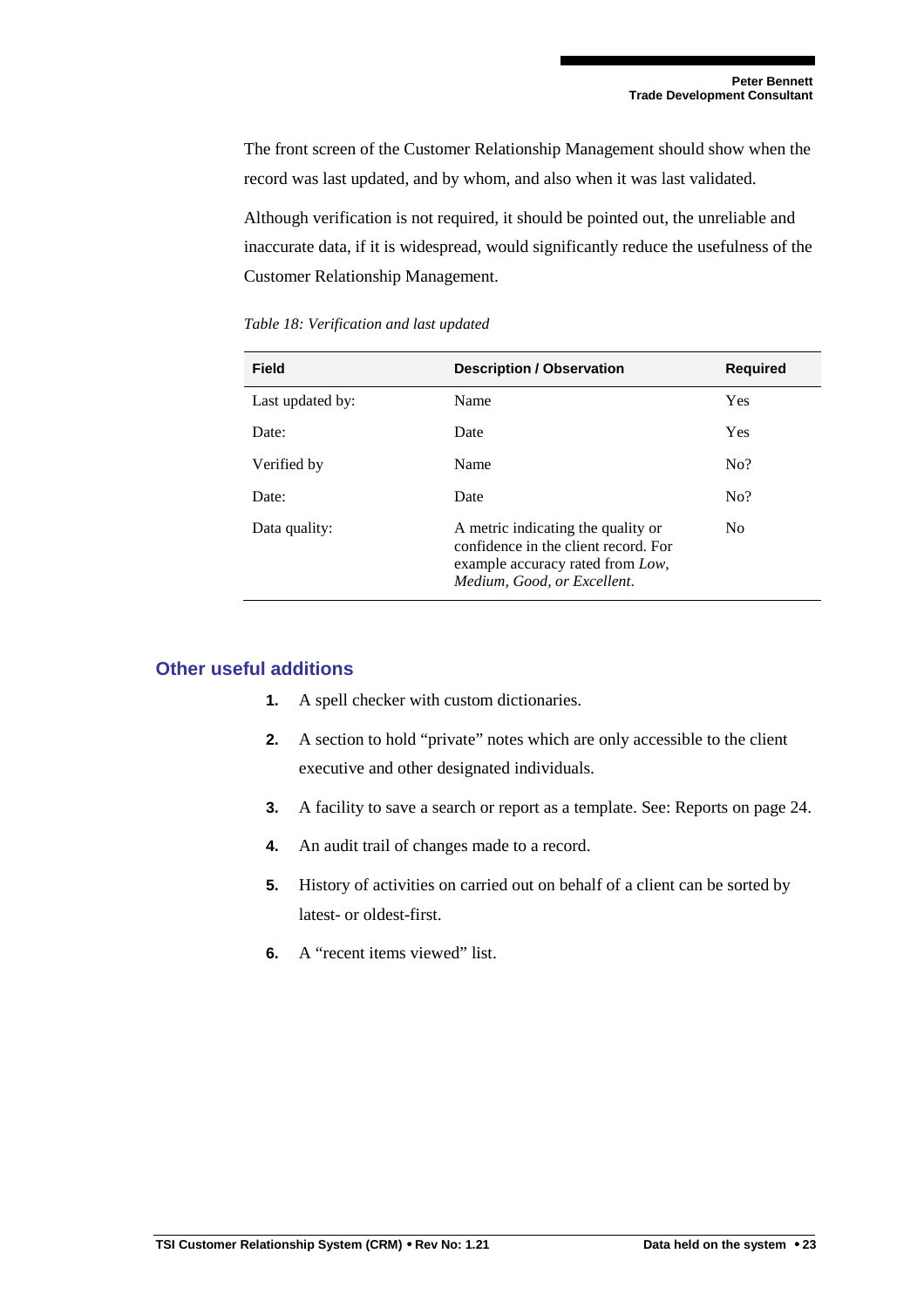The front screen of the Customer Relationship Management should show when the record was last updated, and by whom, and also when it was last validated.

Although verification is not required, it should be pointed out, the unreliable and inaccurate data, if it is widespread, would significantly reduce the usefulness of the Customer Relationship Management.

*Table 18: Verification and last updated*

| Field | Description / Observation | Required |
|---|---|---|
| Last updated by: | Name | Yes |
| Date: | Date | Yes |
| Verified by | Name | No? |
| Date: | Date | No? |
| Data quality: | A metric indicating the quality or confidence in the client record. For example accuracy rated from *Low, Medium, Good, or Excellent*. | No |

## Other useful additions

1. A spell checker with custom dictionaries.
2. A section to hold "private" notes which are only accessible to the client executive and other designated individuals.
3. A facility to save a search or report as a template. See: Reports on page 24.
4. An audit trail of changes made to a record.
5. History of activities on carried out on behalf of a client can be sorted by latest- or oldest-first.
6. A "recent items viewed" list.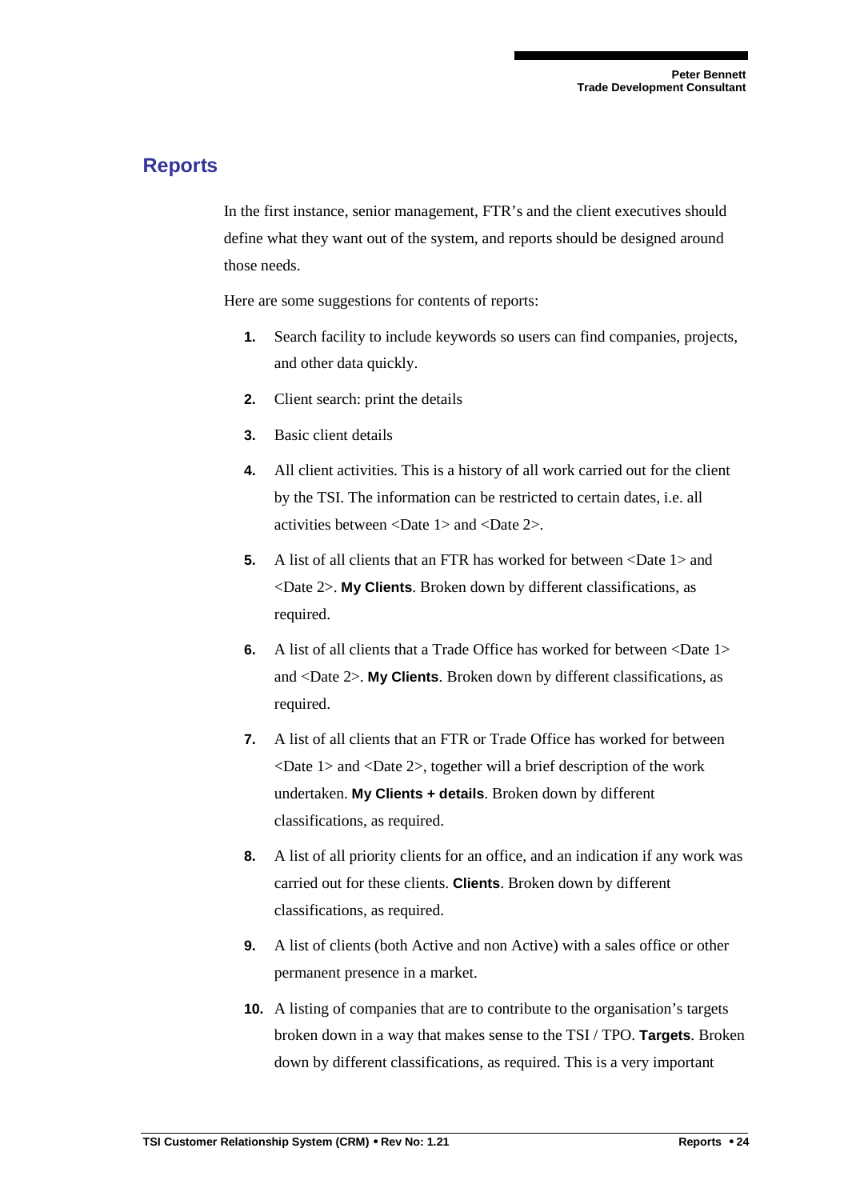## Reports

In the first instance, senior management, FTR's and the client executives should define what they want out of the system, and reports should be designed around those needs.

Here are some suggestions for contents of reports:

1. Search facility to include keywords so users can find companies, projects, and other data quickly.
2. Client search: print the details
3. Basic client details
4. All client activities. This is a history of all work carried out for the client by the TSI. The information can be restricted to certain dates, i.e. all activities between <Date 1> and <Date 2>.
5. A list of all clients that an FTR has worked for between <Date 1> and <Date 2>. **My Clients**. Broken down by different classifications, as required.
6. A list of all clients that a Trade Office has worked for between <Date 1> and <Date 2>. **My Clients**. Broken down by different classifications, as required.
7. A list of all clients that an FTR or Trade Office has worked for between <Date 1> and <Date 2>, together will a brief description of the work undertaken. **My Clients + details**. Broken down by different classifications, as required.
8. A list of all priority clients for an office, and an indication if any work was carried out for these clients. **Clients**. Broken down by different classifications, as required.
9. A list of clients (both Active and non Active) with a sales office or other permanent presence in a market.
10. A listing of companies that are to contribute to the organisation's targets broken down in a way that makes sense to the TSI / TPO. **Targets**. Broken down by different classifications, as required. This is a very important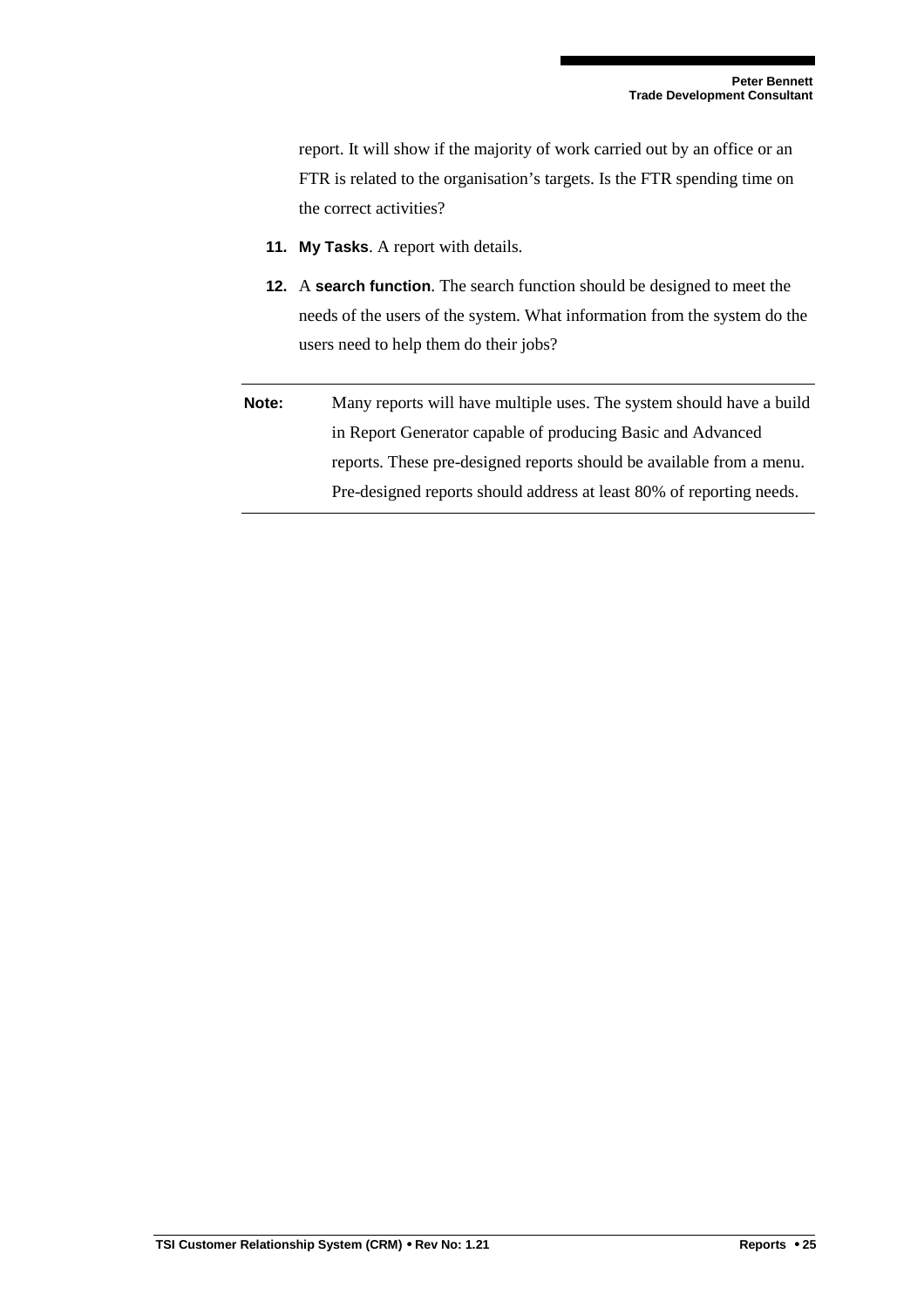report. It will show if the majority of work carried out by an office or an FTR is related to the organisation's targets. Is the FTR spending time on the correct activities?

11. **My Tasks**. A report with details.

12. A **search function**. The search function should be designed to meet the needs of the users of the system. What information from the system do the users need to help them do their jobs?

---

**Note:** Many reports will have multiple uses. The system should have a build in Report Generator capable of producing Basic and Advanced reports. These pre-designed reports should be available from a menu. Pre-designed reports should address at least 80% of reporting needs.

---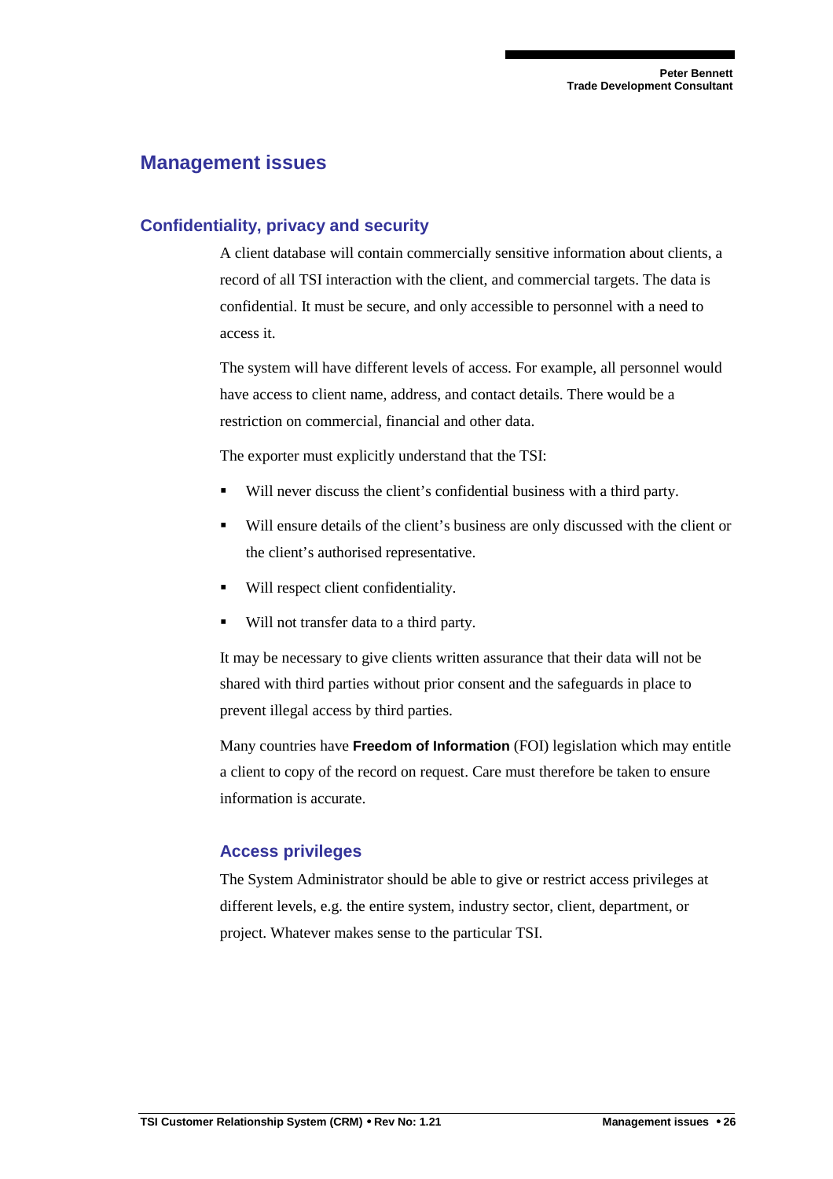# Management issues

## Confidentiality, privacy and security

A client database will contain commercially sensitive information about clients, a record of all TSI interaction with the client, and commercial targets. The data is confidential. It must be secure, and only accessible to personnel with a need to access it.

The system will have different levels of access. For example, all personnel would have access to client name, address, and contact details. There would be a restriction on commercial, financial and other data.

The exporter must explicitly understand that the TSI:

- Will never discuss the client's confidential business with a third party.
- Will ensure details of the client's business are only discussed with the client or the client's authorised representative.
- Will respect client confidentiality.
- Will not transfer data to a third party.

It may be necessary to give clients written assurance that their data will not be shared with third parties without prior consent and the safeguards in place to prevent illegal access by third parties.

Many countries have **Freedom of Information** (FOI) legislation which may entitle a client to copy of the record on request. Care must therefore be taken to ensure information is accurate.

### Access privileges

The System Administrator should be able to give or restrict access privileges at different levels, e.g. the entire system, industry sector, client, department, or project. Whatever makes sense to the particular TSI.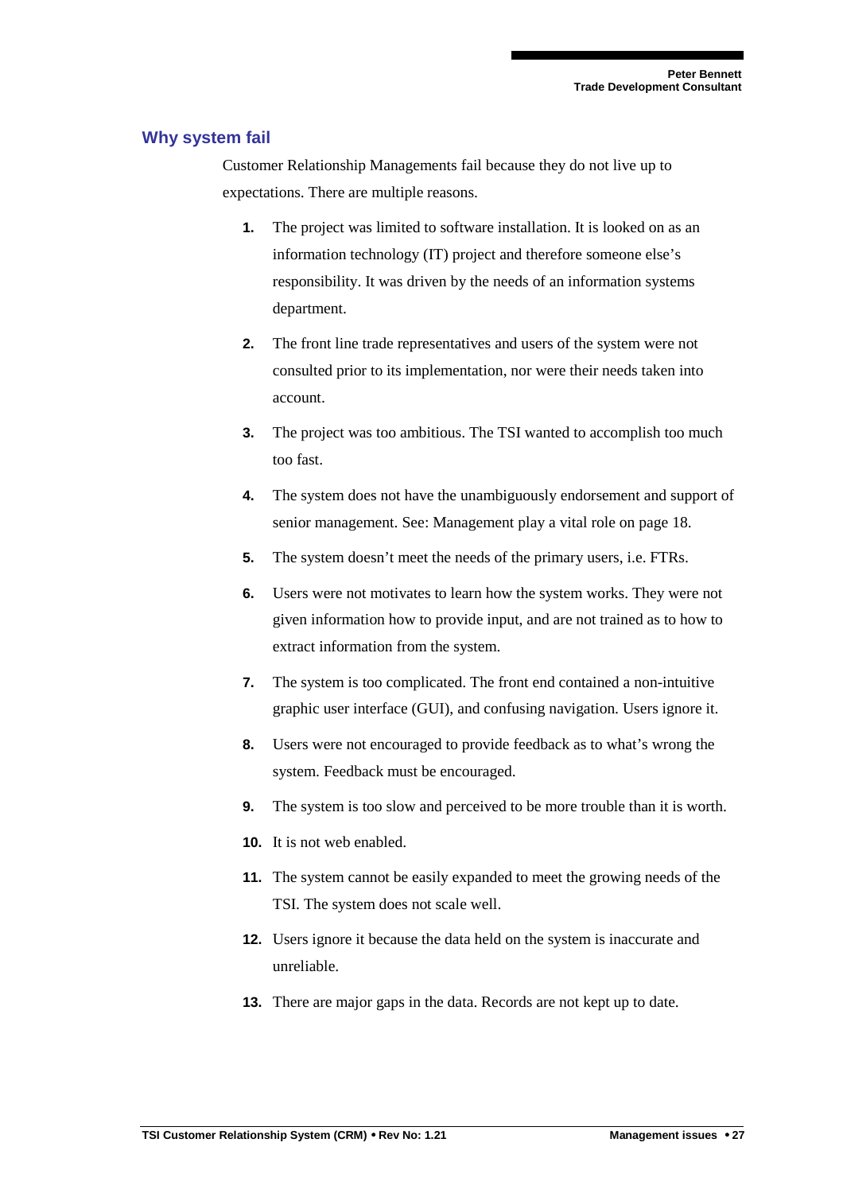## Why system fail

Customer Relationship Managements fail because they do not live up to expectations. There are multiple reasons.

1. The project was limited to software installation. It is looked on as an information technology (IT) project and therefore someone else's responsibility. It was driven by the needs of an information systems department.
2. The front line trade representatives and users of the system were not consulted prior to its implementation, nor were their needs taken into account.
3. The project was too ambitious. The TSI wanted to accomplish too much too fast.
4. The system does not have the unambiguously endorsement and support of senior management. See: Management play a vital role on page 18.
5. The system doesn't meet the needs of the primary users, i.e. FTRs.
6. Users were not motivates to learn how the system works. They were not given information how to provide input, and are not trained as to how to extract information from the system.
7. The system is too complicated. The front end contained a non-intuitive graphic user interface (GUI), and confusing navigation. Users ignore it.
8. Users were not encouraged to provide feedback as to what's wrong the system. Feedback must be encouraged.
9. The system is too slow and perceived to be more trouble than it is worth.
10. It is not web enabled.
11. The system cannot be easily expanded to meet the growing needs of the TSI. The system does not scale well.
12. Users ignore it because the data held on the system is inaccurate and unreliable.
13. There are major gaps in the data. Records are not kept up to date.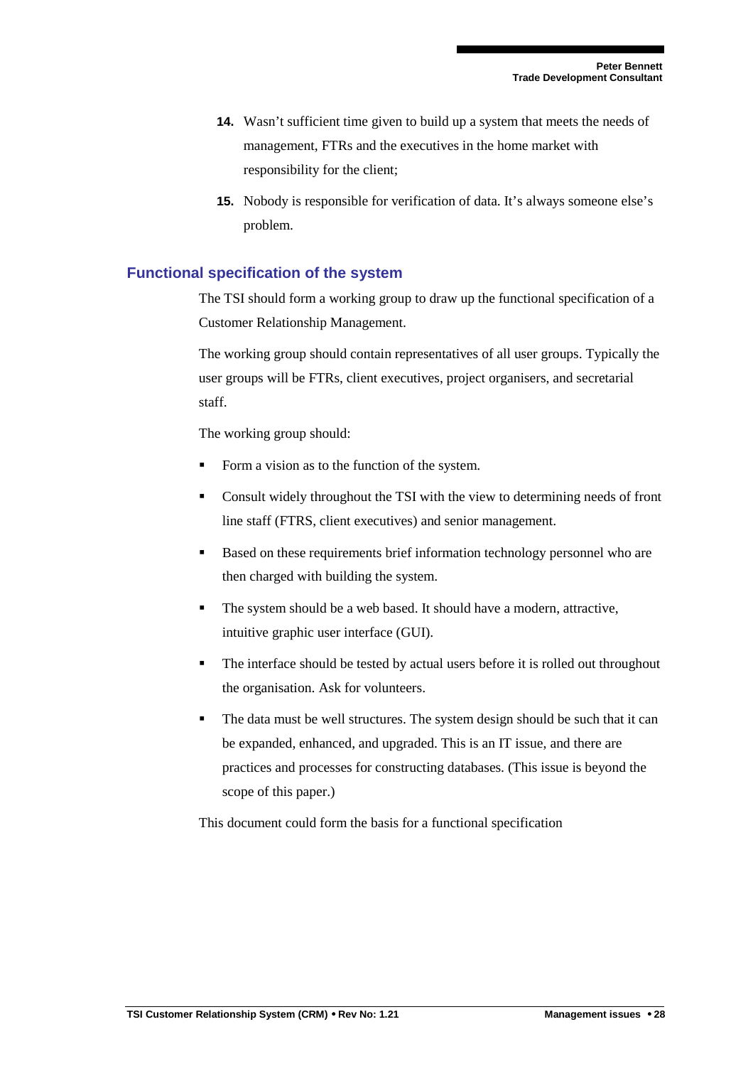14. Wasn't sufficient time given to build up a system that meets the needs of management, FTRs and the executives in the home market with responsibility for the client;

15. Nobody is responsible for verification of data. It's always someone else's problem.

## Functional specification of the system

The TSI should form a working group to draw up the functional specification of a Customer Relationship Management.

The working group should contain representatives of all user groups. Typically the user groups will be FTRs, client executives, project organisers, and secretarial staff.

The working group should:

- Form a vision as to the function of the system.
- Consult widely throughout the TSI with the view to determining needs of front line staff (FTRS, client executives) and senior management.
- Based on these requirements brief information technology personnel who are then charged with building the system.
- The system should be a web based. It should have a modern, attractive, intuitive graphic user interface (GUI).
- The interface should be tested by actual users before it is rolled out throughout the organisation. Ask for volunteers.
- The data must be well structures. The system design should be such that it can be expanded, enhanced, and upgraded. This is an IT issue, and there are practices and processes for constructing databases. (This issue is beyond the scope of this paper.)

This document could form the basis for a functional specification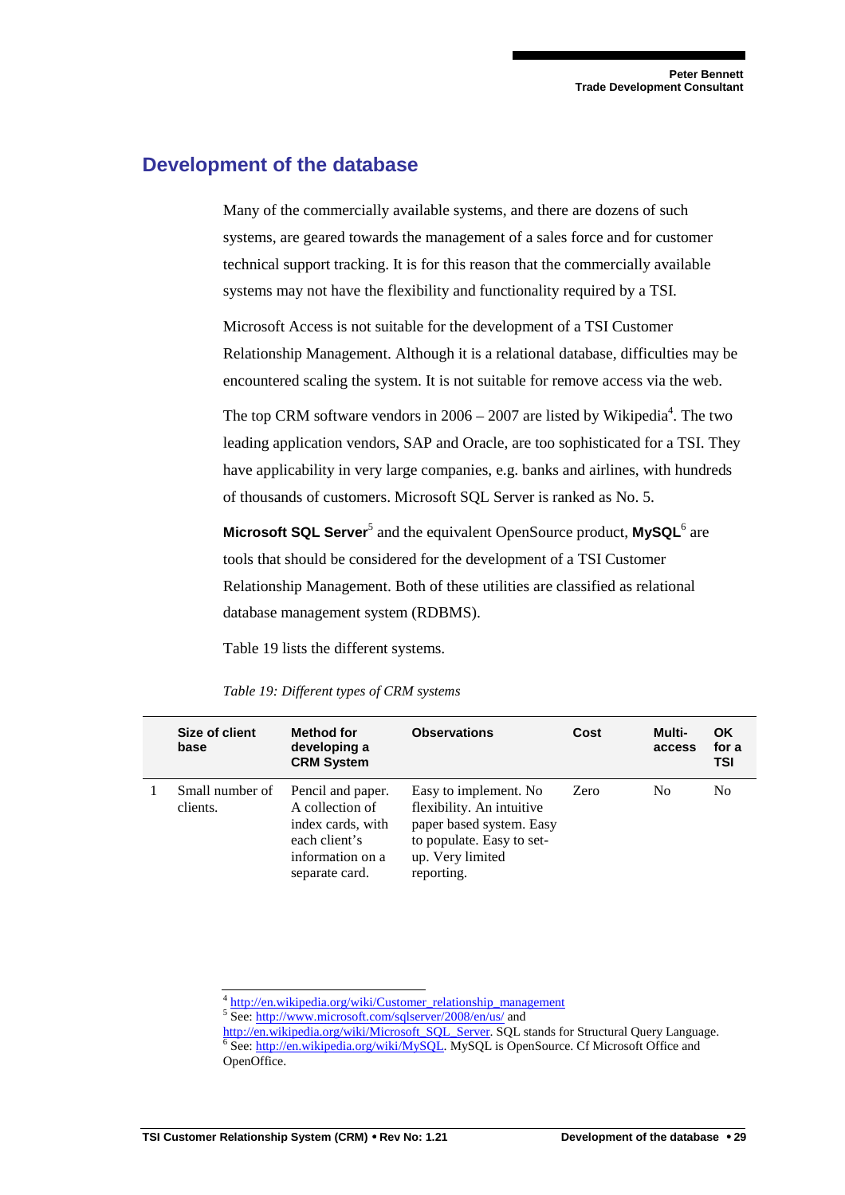## Development of the database

Many of the commercially available systems, and there are dozens of such systems, are geared towards the management of a sales force and for customer technical support tracking. It is for this reason that the commercially available systems may not have the flexibility and functionality required by a TSI.

Microsoft Access is not suitable for the development of a TSI Customer Relationship Management. Although it is a relational database, difficulties may be encountered scaling the system. It is not suitable for remove access via the web.

The top CRM software vendors in 2006 – 2007 are listed by Wikipedia[4]. The two leading application vendors, SAP and Oracle, are too sophisticated for a TSI. They have applicability in very large companies, e.g. banks and airlines, with hundreds of thousands of customers. Microsoft SQL Server is ranked as No. 5.

**Microsoft SQL Server**[5] and the equivalent OpenSource product, **MySQL**[6] are tools that should be considered for the development of a TSI Customer Relationship Management. Both of these utilities are classified as relational database management system (RDBMS).

Table 19 lists the different systems.

*Table 19: Different types of CRM systems*

| | Size of client base | Method for developing a CRM System | Observations | Cost | Multi-access | OK for a TSI |
|---|---|---|---|---|---|---|
| 1 | Small number of clients. | Pencil and paper. A collection of index cards, with each client's information on a separate card. | Easy to implement. No flexibility. An intuitive paper based system. Easy to populate. Easy to set-up. Very limited reporting. | Zero | No | No |

[4] http://en.wikipedia.org/wiki/Customer_relationship_management

[5] See: http://www.microsoft.com/sqlserver/2008/en/us/ and http://en.wikipedia.org/wiki/Microsoft_SQL_Server. SQL stands for Structural Query Language.

[6] See: http://en.wikipedia.org/wiki/MySQL. MySQL is OpenSource. Cf Microsoft Office and OpenOffice.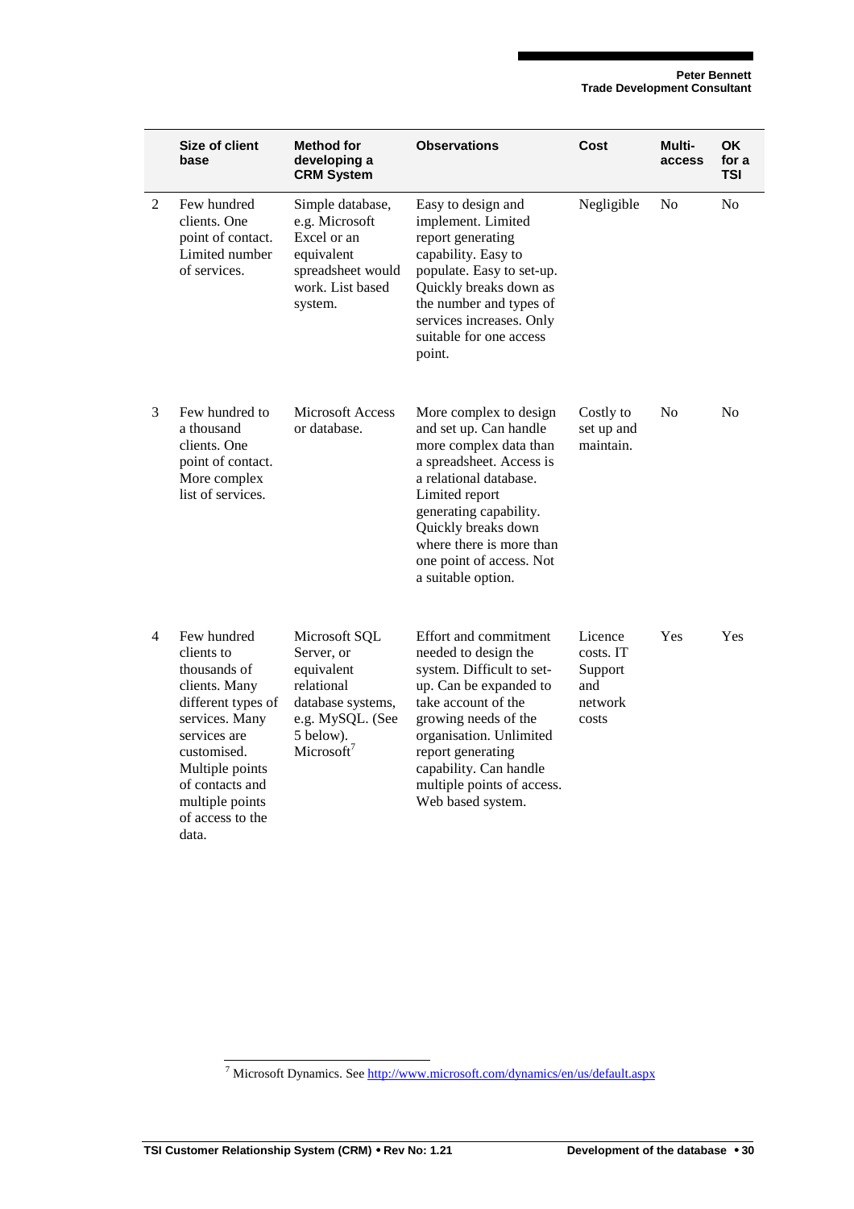| | Size of client base | Method for developing a CRM System | Observations | Cost | Multi-access | OK for a TSI |
|---|---|---|---|---|---|---|
| 2 | Few hundred clients. One point of contact. Limited number of services. | Simple database, e.g. Microsoft Excel or an equivalent spreadsheet would work. List based system. | Easy to design and implement. Limited report generating capability. Easy to populate. Easy to set-up. Quickly breaks down as the number and types of services increases. Only suitable for one access point. | Negligible | No | No |
| 3 | Few hundred to a thousand clients. One point of contact. More complex list of services. | Microsoft Access or database. | More complex to design and set up. Can handle more complex data than a spreadsheet. Access is a relational database. Limited report generating capability. Quickly breaks down where there is more than one point of access. Not a suitable option. | Costly to set up and maintain. | No | No |
| 4 | Few hundred clients to thousands of clients. Many different types of services. Many services are customised. Multiple points of contacts and multiple points of access to the data. | Microsoft SQL Server, or equivalent relational database systems, e.g. MySQL. (See 5 below). Microsoft[7] | Effort and commitment needed to design the system. Difficult to set-up. Can be expanded to take account of the growing needs of the organisation. Unlimited report generating capability. Can handle multiple points of access. Web based system. | Licence costs. IT Support and network costs | Yes | Yes |

[7] Microsoft Dynamics. See http://www.microsoft.com/dynamics/en/us/default.aspx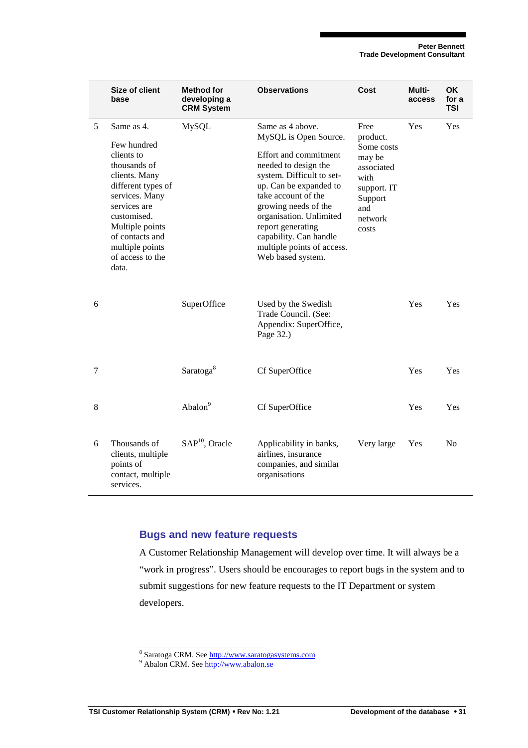| | Size of client base | Method for developing a CRM System | Observations | Cost | Multi-access | OK for a TSI |
|---|---|---|---|---|---|---|
| 5 | Same as 4.<br><br>Few hundred clients to thousands of clients. Many different types of services. Many services are customised. Multiple points of contacts and multiple points of access to the data. | MySQL | Same as 4 above. MySQL is Open Source.<br><br>Effort and commitment needed to design the system. Difficult to set-up. Can be expanded to take account of the growing needs of the organisation. Unlimited report generating capability. Can handle multiple points of access. Web based system. | Free product. Some costs may be associated with support. IT Support and network costs | Yes | Yes |
| 6 | | SuperOffice | Used by the Swedish Trade Council. (See: Appendix: SuperOffice, Page 32.) | | Yes | Yes |
| 7 | | Saratoga[8] | Cf SuperOffice | | Yes | Yes |
| 8 | | Abalon[9] | Cf SuperOffice | | Yes | Yes |
| 6 | Thousands of clients, multiple points of contact, multiple services. | SAP[10], Oracle | Applicability in banks, airlines, insurance companies, and similar organisations | Very large | Yes | No |

## Bugs and new feature requests

A Customer Relationship Management will develop over time. It will always be a "work in progress". Users should be encourages to report bugs in the system and to submit suggestions for new feature requests to the IT Department or system developers.

---

[8] Saratoga CRM. See http://www.saratogasystems.com

[9] Abalon CRM. See http://www.abalon.se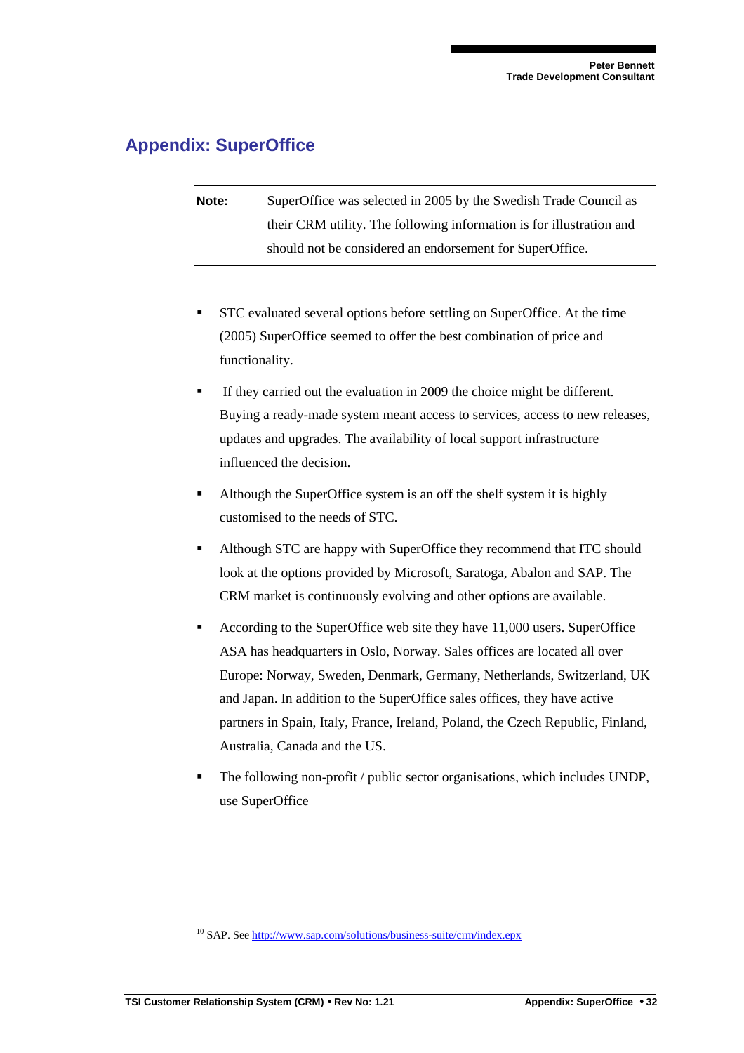## Appendix: SuperOffice

| | |
|---|---|
| **Note:** | SuperOffice was selected in 2005 by the Swedish Trade Council as their CRM utility. The following information is for illustration and should not be considered an endorsement for SuperOffice. |

- STC evaluated several options before settling on SuperOffice. At the time (2005) SuperOffice seemed to offer the best combination of price and functionality.
- If they carried out the evaluation in 2009 the choice might be different. Buying a ready-made system meant access to services, access to new releases, updates and upgrades. The availability of local support infrastructure influenced the decision.
- Although the SuperOffice system is an off the shelf system it is highly customised to the needs of STC.
- Although STC are happy with SuperOffice they recommend that ITC should look at the options provided by Microsoft, Saratoga, Abalon and SAP. The CRM market is continuously evolving and other options are available.
- According to the SuperOffice web site they have 11,000 users. SuperOffice ASA has headquarters in Oslo, Norway. Sales offices are located all over Europe: Norway, Sweden, Denmark, Germany, Netherlands, Switzerland, UK and Japan. In addition to the SuperOffice sales offices, they have active partners in Spain, Italy, France, Ireland, Poland, the Czech Republic, Finland, Australia, Canada and the US.
- The following non-profit / public sector organisations, which includes UNDP, use SuperOffice

---

[10] SAP. See http://www.sap.com/solutions/business-suite/crm/index.epx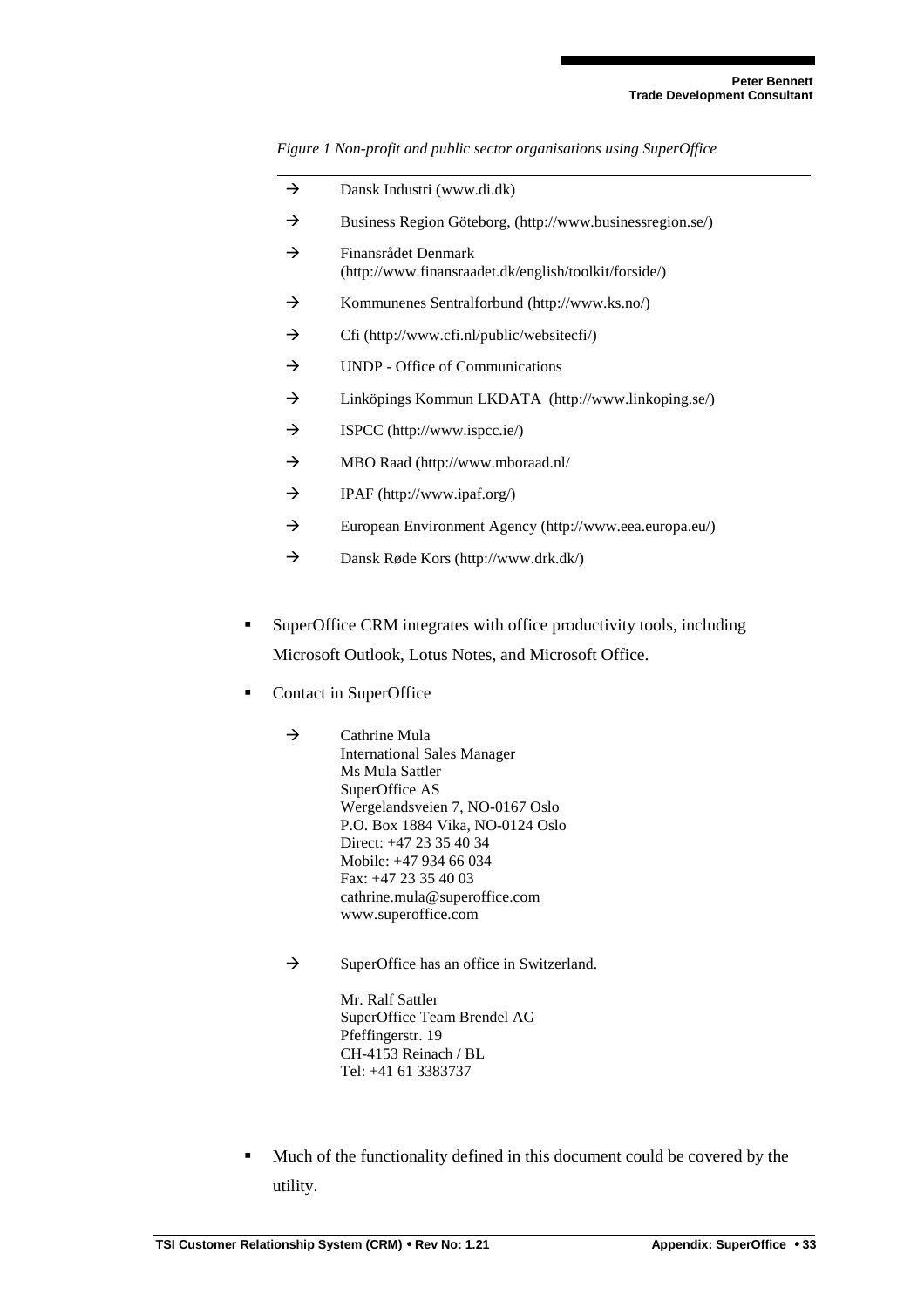*Figure 1 Non-profit and public sector organisations using SuperOffice*

- → Dansk Industri (www.di.dk)
- → Business Region Göteborg, (http://www.businessregion.se/)
- → Finansrådet Denmark (http://www.finansraadet.dk/english/toolkit/forside/)
- → Kommunenes Sentralforbund (http://www.ks.no/)
- → Cfi (http://www.cfi.nl/public/websitecfi/)
- → UNDP - Office of Communications
- → Linköpings Kommun LKDATA (http://www.linkoping.se/)
- → ISPCC (http://www.ispcc.ie/)
- → MBO Raad (http://www.mboraad.nl/
- → IPAF (http://www.ipaf.org/)
- → European Environment Agency (http://www.eea.europa.eu/)
- → Dansk Røde Kors (http://www.drk.dk/)

- SuperOffice CRM integrates with office productivity tools, including Microsoft Outlook, Lotus Notes, and Microsoft Office.
- Contact in SuperOffice
  - → Cathrine Mula  
    International Sales Manager  
    Ms Mula Sattler  
    SuperOffice AS  
    Wergelandsveien 7, NO-0167 Oslo  
    P.O. Box 1884 Vika, NO-0124 Oslo  
    Direct: +47 23 35 40 34  
    Mobile: +47 934 66 034  
    Fax: +47 23 35 40 03  
    cathrine.mula@superoffice.com  
    www.superoffice.com
  - → SuperOffice has an office in Switzerland.

    Mr. Ralf Sattler  
    SuperOffice Team Brendel AG  
    Pfeffingerstr. 19  
    CH-4153 Reinach / BL  
    Tel: +41 61 3383737
- Much of the functionality defined in this document could be covered by the utility.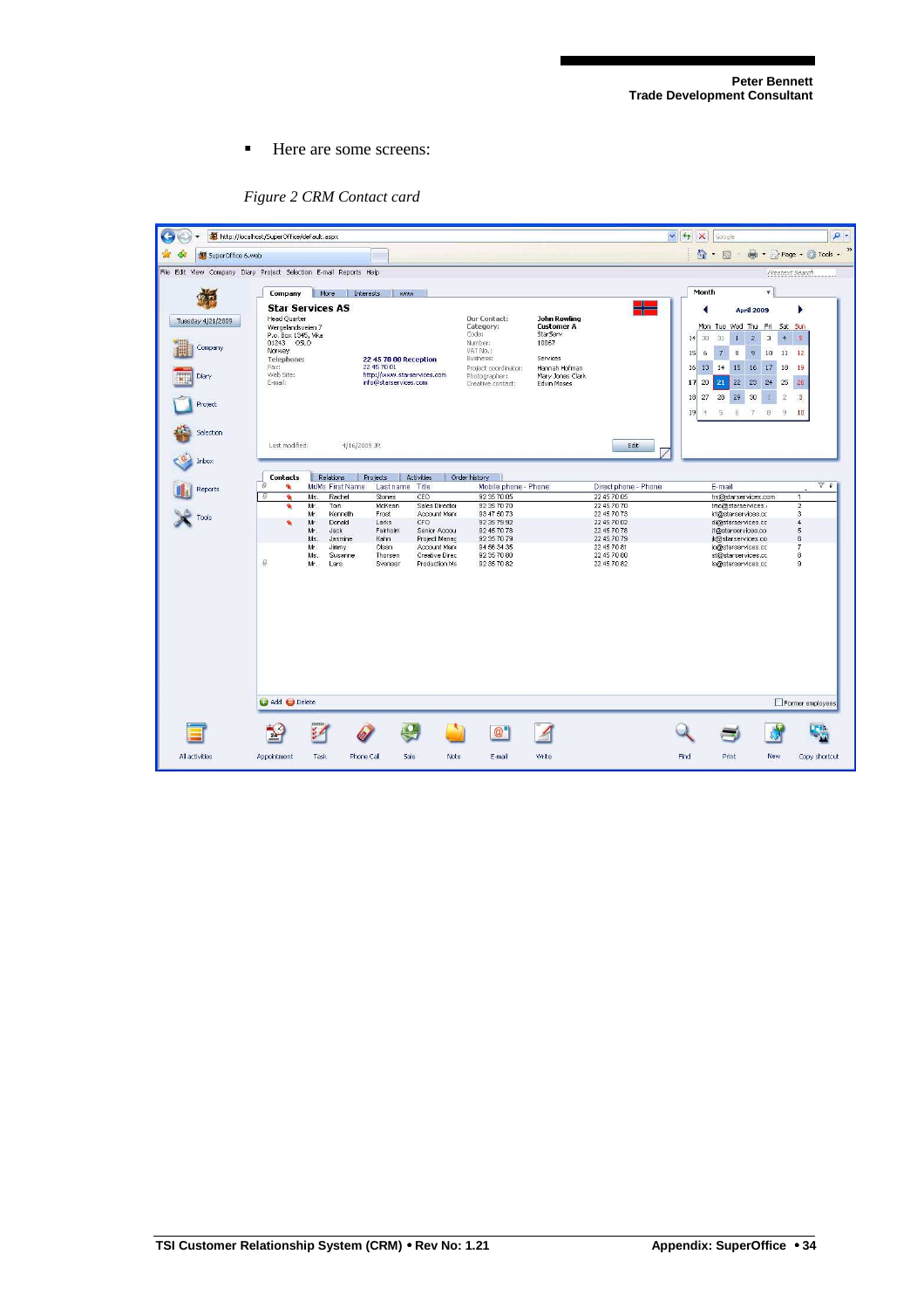- Here are some screens:

*Figure 2 CRM Contact card*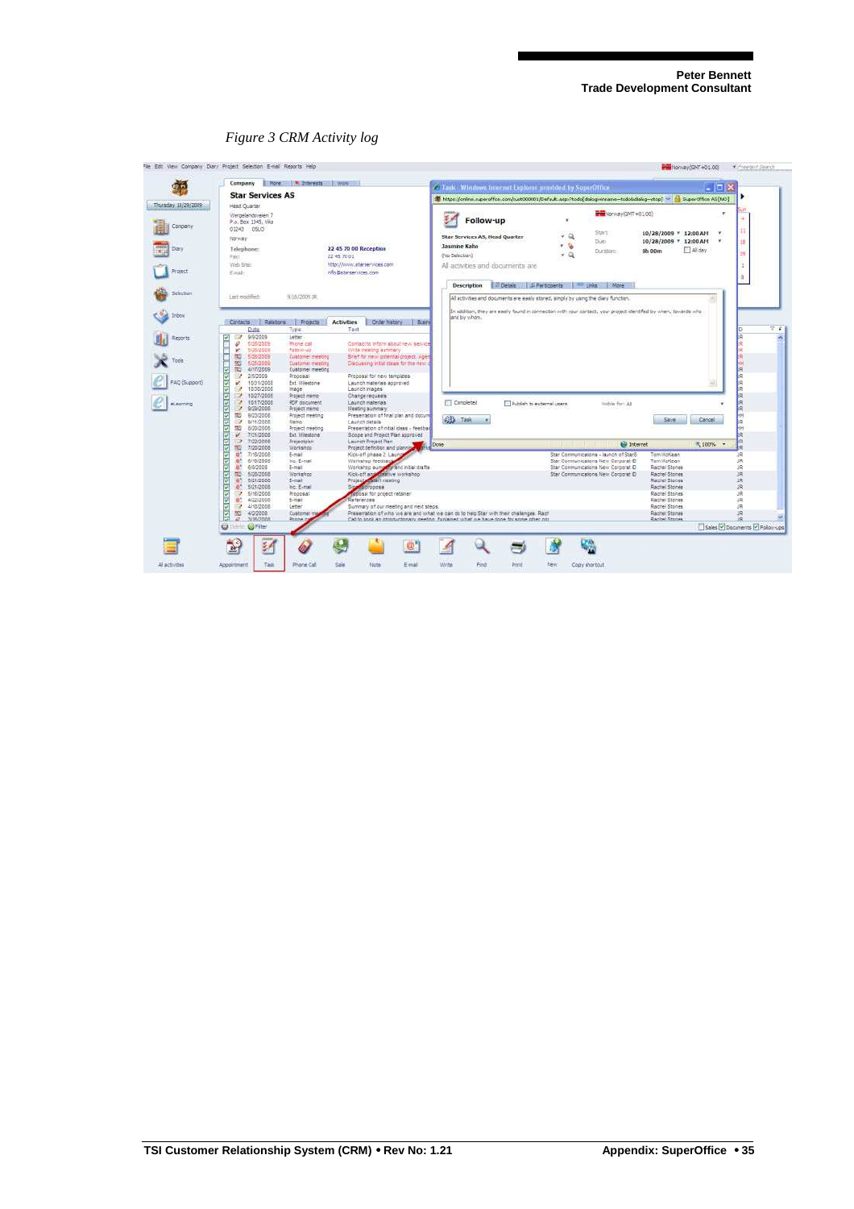*Figure 3 CRM Activity log*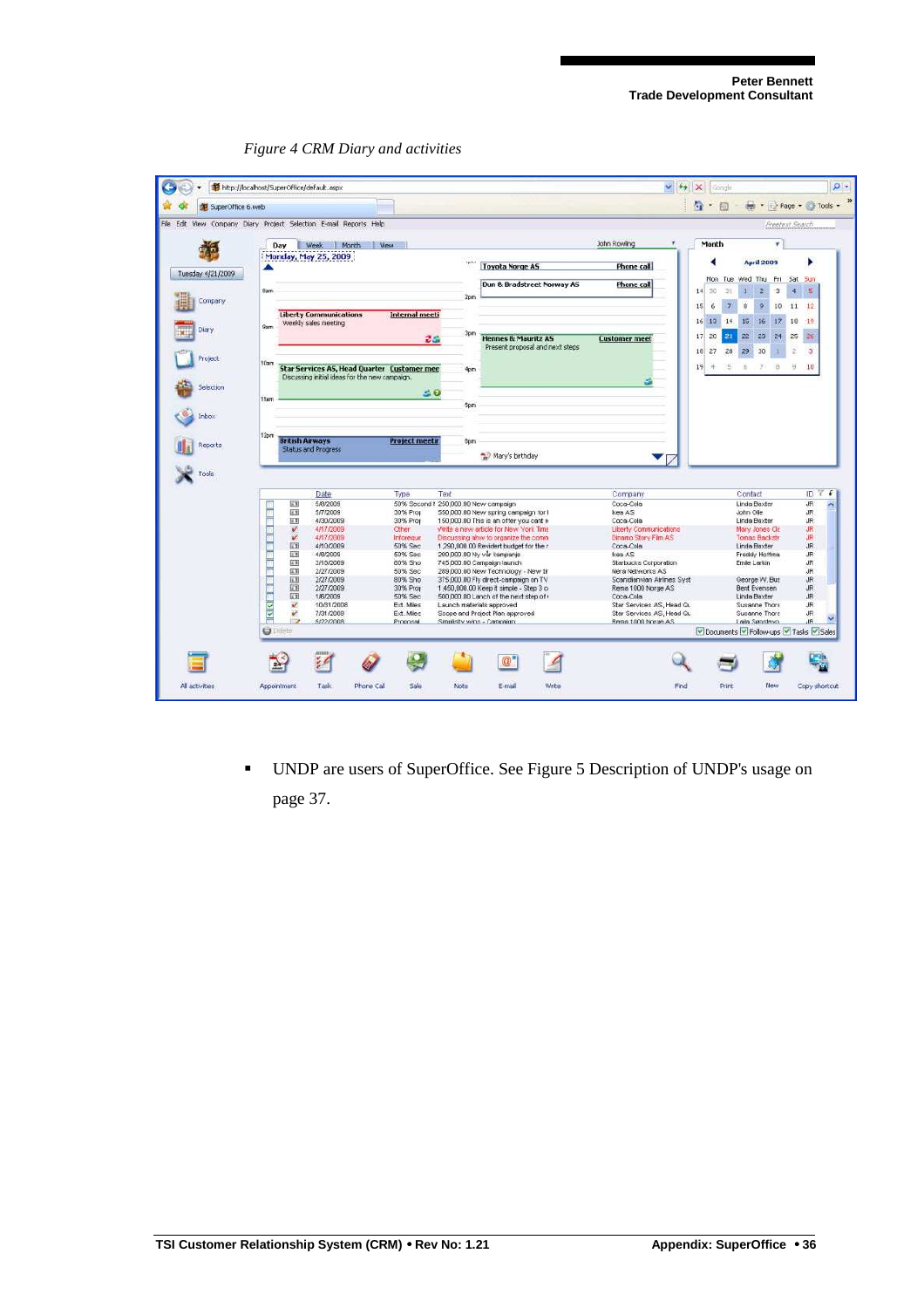*Figure 4 CRM Diary and activities*

- UNDP are users of SuperOffice. See Figure 5 Description of UNDP's usage on page 37.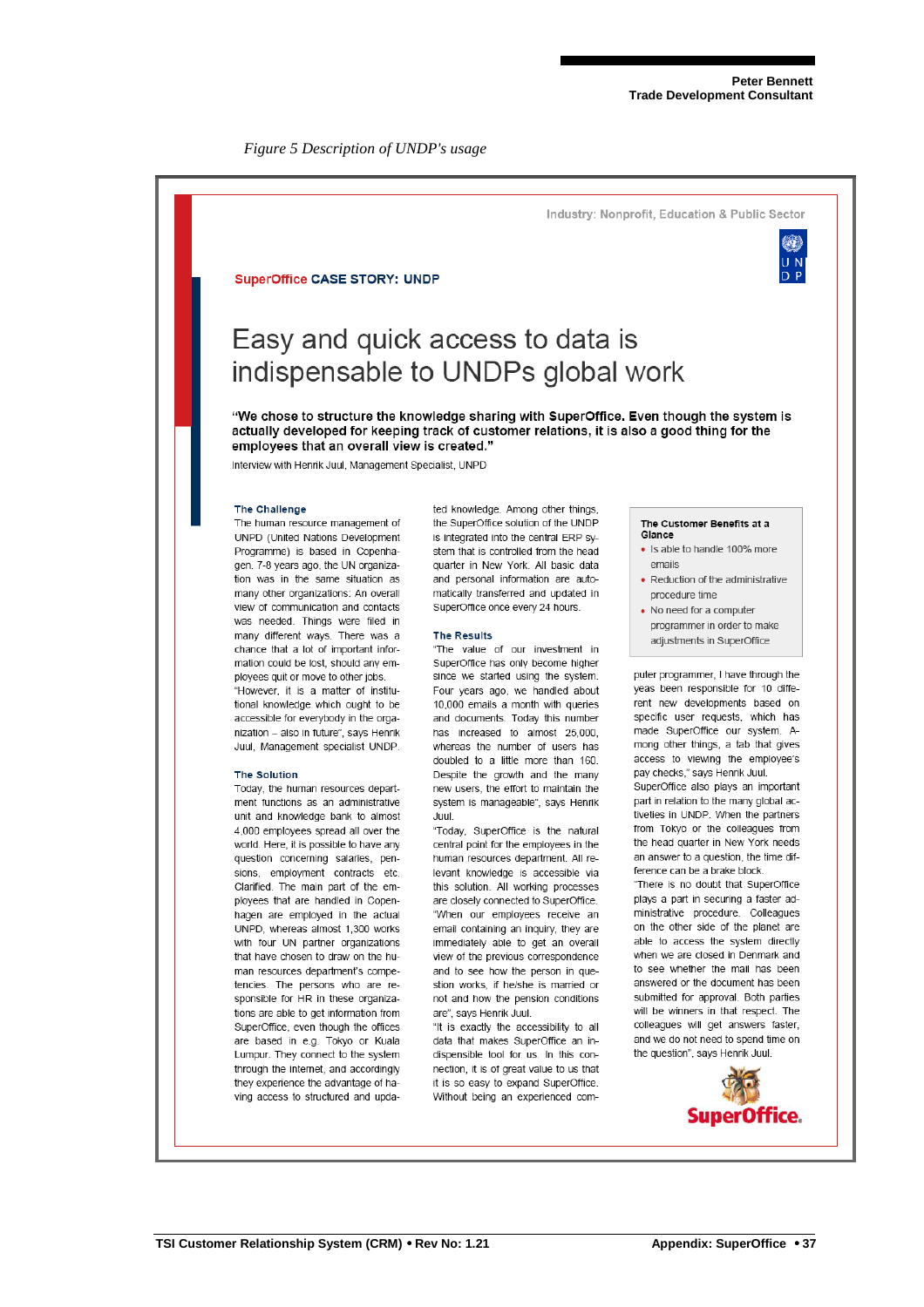*Figure 5 Description of UNDP's usage*

Industry: Nonprofit, Education & Public Sector

SuperOffice **CASE STORY: UNDP**

# Easy and quick access to data is indispensable to UNDPs global work

**"We chose to structure the knowledge sharing with SuperOffice. Even though the system is actually developed for keeping track of customer relations, it is also a good thing for the employees that an overall view is created."**

Interview with Henrik Juul, Management Specialist, UNPD

### The Challenge

The human resource management of UNPD (United Nations Development Programme) is based in Copenhagen. 7-8 years ago, the UN organization was in the same situation as many other organizations: An overall view of communication and contacts was needed. Things were filed in many different ways. There was a chance that a lot of important information could be lost, should any employees quit or move to other jobs.

"However, it is a matter of institutional knowledge which ought to be accessible for everybody in the organization – also in future", says Henrik Juul, Management specialist UNDP.

### The Solution

Today, the human resources department functions as an administrative unit and knowledge bank to almost 4.000 employees spread all over the world. Here, it is possible to have any question concerning salaries, pensions, employment contracts etc. Clarified. The main part of the employees that are handled in Copenhagen are employed in the actual UNPD, whereas almost 1,300 works with four UN partner organizations that have chosen to draw on the human resources department's competencies. The persons who are responsible for HR in these organizations are able to get information from SuperOffice, even though the offices are based in e.g. Tokyo or Kuala Lumpur. They connect to the system through the internet, and accordingly they experience the advantage of having access to structured and updated knowledge. Among other things, the SuperOffice solution of the UNDP is integrated into the central ERP system that is controlled from the head quarter in New York. All basic data and documents and personal information are automatically transferred and updated in SuperOffice once every 24 hours.

### The Results

"The value of our investment in SuperOffice has only become higher since we started using the system. Four years ago, we handled about 10,000 emails a month with queries and documents. Today this number has increased to almost 25,000, whereas the number of users has doubled to a little more than 160. Despite the growth and the many new users, the effort to maintain the system is manageable", says Henrik Juul.

"Today, SuperOffice is the natural central point for the employees in the human resources department. All relevant knowledge is accessible via this solution. All working processes are closely connected to SuperOffice. "When our employees receive an email containing an inquiry, they are immediately able to get an overall view of the previous correspondence and to see how the person in question works, if he/she is married or not and how the pension conditions are", says Henrik Juul.

"It is exactly the accessibility to all data that makes SuperOffice an indispensible tool for us. In this connection, it is of great value to us that it is so easy to expand SuperOffice. Without being an experienced computer programmer, I have through the yeas been responsible for 10 different new developments based on specific user requests, which has made SuperOffice our system. Among other things, a tab that gives access to viewing the employee's pay checks," says Henrik Juul.

SuperOffice also plays an important part in relation to the many global activities in UNDP. When the partners from Tokyo or the colleagues from the head quarter in New York needs an answer to a question, the time difference can be a brake block.

"There is no doubt that SuperOffice plays a part in securing a faster administrative procedure. Colleagues on the other side of the planet are able to access the system directly when we are closed in Denmark and to see whether the mail has been answered or the document has been submitted for approval. Both parties will be winners in that respect. The colleagues will get answers faster, and we do not need to spend time on the question", says Henrik Juul.

**The Customer Benefits at a Glance**

- Is able to handle 100% more emails
- Reduction of the administrative procedure time
- No need for a computer programmer in order to make adjustments in SuperOffice

SuperOffice.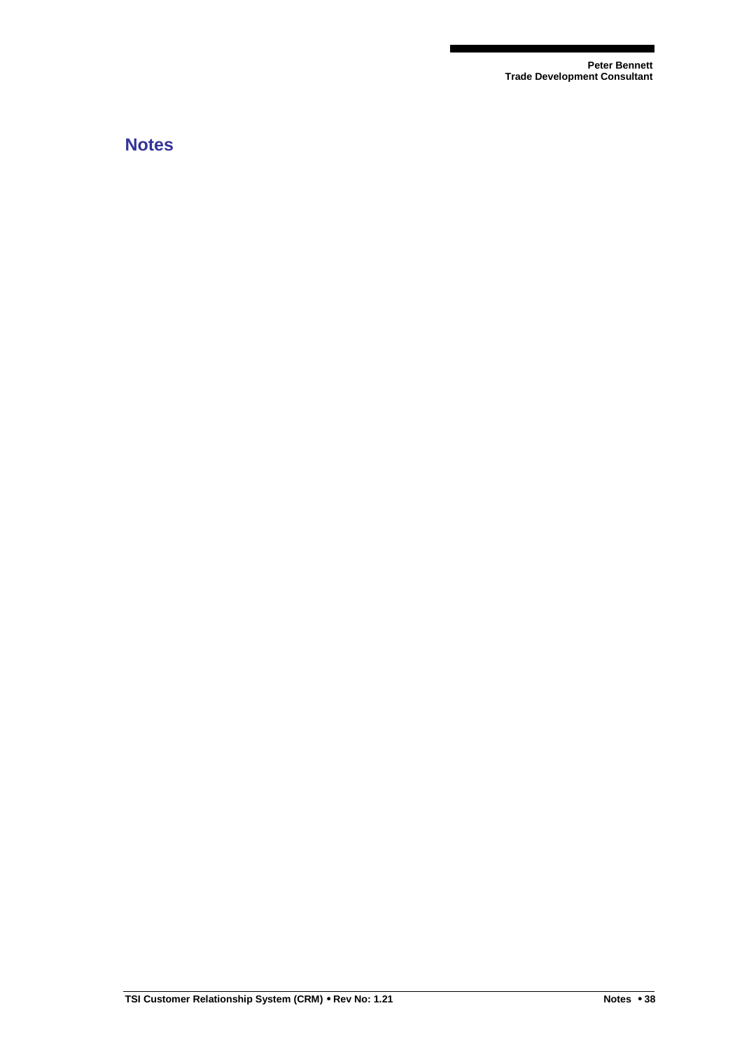# Notes